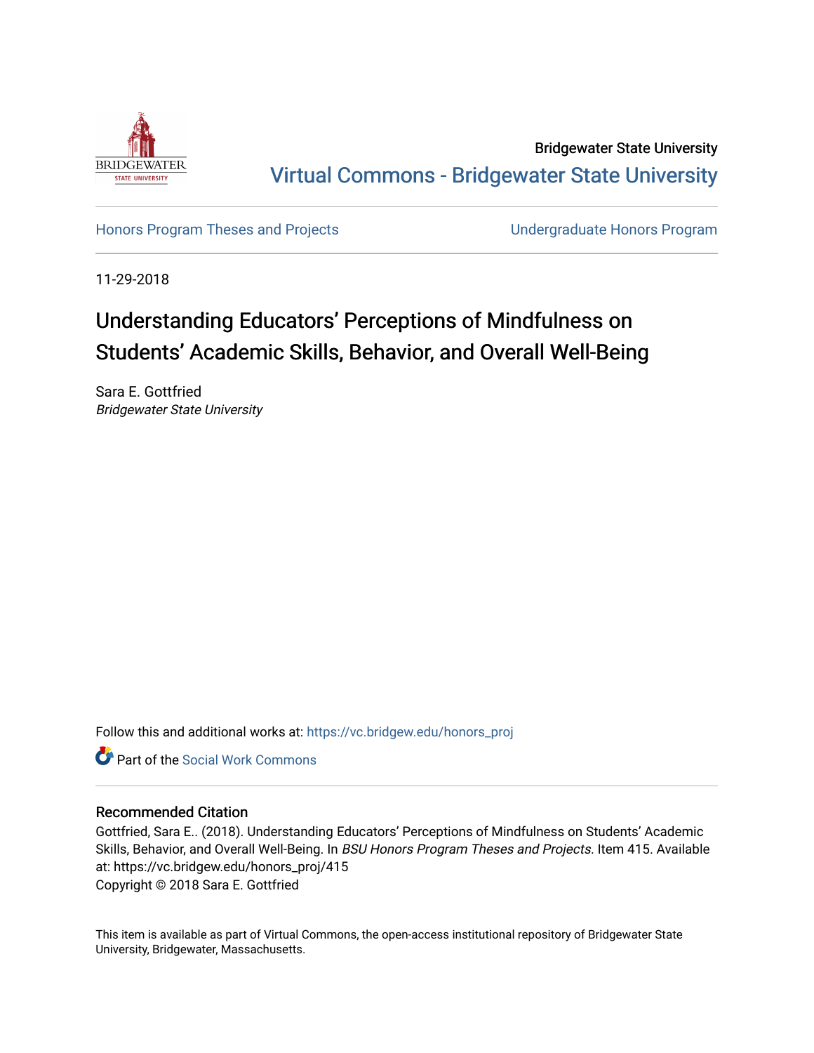Bridgewater State University

Virtual Commons - Bridgewater State University

Honors Program Theses and Projects | Undergraduate Honors Program

11-29-2018

# Understanding Educators' Perceptions of Mindfulness on Students' Academic Skills, Behavior, and Overall Well-Being

Sara E. Gottfried
*Bridgewater State University*

Follow this and additional works at: https://vc.bridgew.edu/honors_proj

Part of the Social Work Commons

## Recommended Citation

Gottfried, Sara E.. (2018). Understanding Educators' Perceptions of Mindfulness on Students' Academic Skills, Behavior, and Overall Well-Being. In *BSU Honors Program Theses and Projects.* Item 415. Available at: https://vc.bridgew.edu/honors_proj/415
Copyright © 2018 Sara E. Gottfried

This item is available as part of Virtual Commons, the open-access institutional repository of Bridgewater State University, Bridgewater, Massachusetts.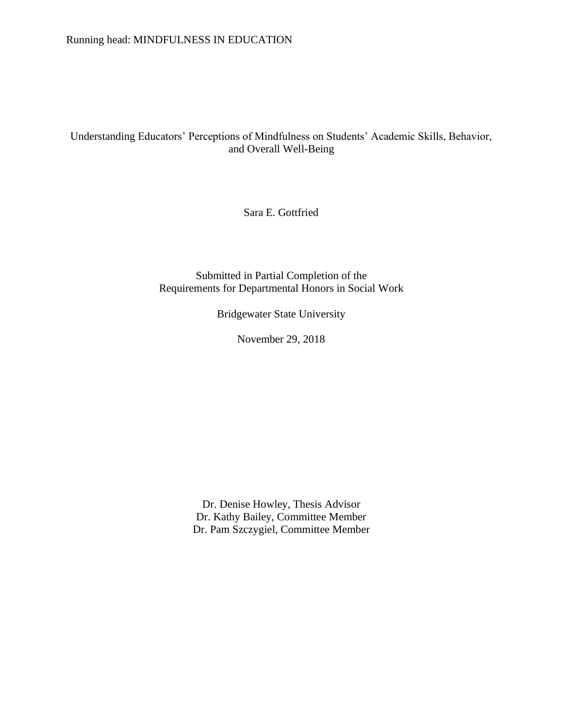Understanding Educators' Perceptions of Mindfulness on Students' Academic Skills, Behavior, and Overall Well-Being

Sara E. Gottfried

Submitted in Partial Completion of the
Requirements for Departmental Honors in Social Work

Bridgewater State University

November 29, 2018

Dr. Denise Howley, Thesis Advisor
Dr. Kathy Bailey, Committee Member
Dr. Pam Szczygiel, Committee Member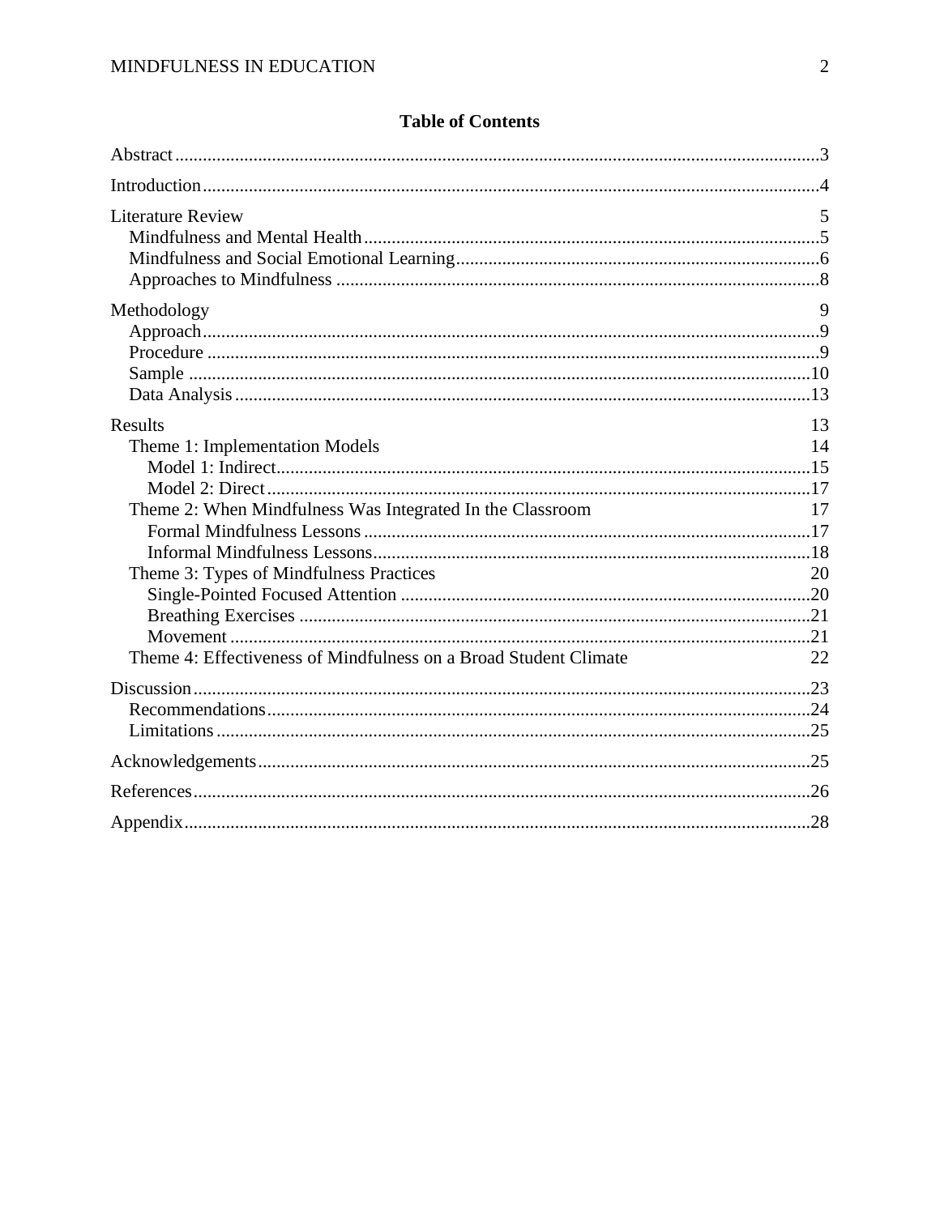## Table of Contents

Abstract ........................................................................................................................ 3

Introduction .................................................................................................................. 4

Literature Review ......................................................................................................... 5
- Mindfulness and Mental Health ................................................................................. 5
- Mindfulness and Social Emotional Learning .............................................................. 6
- Approaches to Mindfulness ........................................................................................ 8

Methodology ................................................................................................................ 9
- Approach .................................................................................................................... 9
- Procedure ................................................................................................................... 9
- Sample ...................................................................................................................... 10
- Data Analysis ............................................................................................................ 13

Results ........................................................................................................................ 13
- Theme 1: Implementation Models ............................................................................ 14
  - Model 1: Indirect ................................................................................................... 15
  - Model 2: Direct ...................................................................................................... 17
- Theme 2: When Mindfulness Was Integrated In the Classroom ................................ 17
  - Formal Mindfulness Lessons .................................................................................. 17
  - Informal Mindfulness Lessons ............................................................................... 18
- Theme 3: Types of Mindfulness Practices ................................................................. 20
  - Single-Pointed Focused Attention ......................................................................... 20
  - Breathing Exercises ............................................................................................... 21
  - Movement .............................................................................................................. 21
- Theme 4: Effectiveness of Mindfulness on a Broad Student Climate ........................ 22

Discussion ................................................................................................................... 23
- Recommendations ..................................................................................................... 24
- Limitations ................................................................................................................ 25

Acknowledgements ..................................................................................................... 25

References ................................................................................................................... 26

Appendix ..................................................................................................................... 28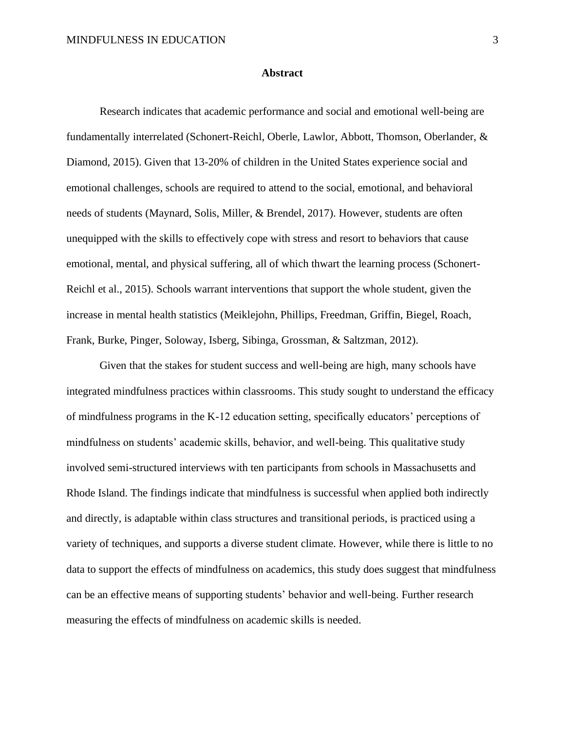## Abstract

Research indicates that academic performance and social and emotional well-being are fundamentally interrelated (Schonert-Reichl, Oberle, Lawlor, Abbott, Thomson, Oberlander, & Diamond, 2015). Given that 13-20% of children in the United States experience social and emotional challenges, schools are required to attend to the social, emotional, and behavioral needs of students (Maynard, Solis, Miller, & Brendel, 2017). However, students are often unequipped with the skills to effectively cope with stress and resort to behaviors that cause emotional, mental, and physical suffering, all of which thwart the learning process (Schonert-Reichl et al., 2015). Schools warrant interventions that support the whole student, given the increase in mental health statistics (Meiklejohn, Phillips, Freedman, Griffin, Biegel, Roach, Frank, Burke, Pinger, Soloway, Isberg, Sibinga, Grossman, & Saltzman, 2012).

Given that the stakes for student success and well-being are high, many schools have integrated mindfulness practices within classrooms. This study sought to understand the efficacy of mindfulness programs in the K-12 education setting, specifically educators' perceptions of mindfulness on students' academic skills, behavior, and well-being. This qualitative study involved semi-structured interviews with ten participants from schools in Massachusetts and Rhode Island. The findings indicate that mindfulness is successful when applied both indirectly and directly, is adaptable within class structures and transitional periods, is practiced using a variety of techniques, and supports a diverse student climate. However, while there is little to no data to support the effects of mindfulness on academics, this study does suggest that mindfulness can be an effective means of supporting students' behavior and well-being. Further research measuring the effects of mindfulness on academic skills is needed.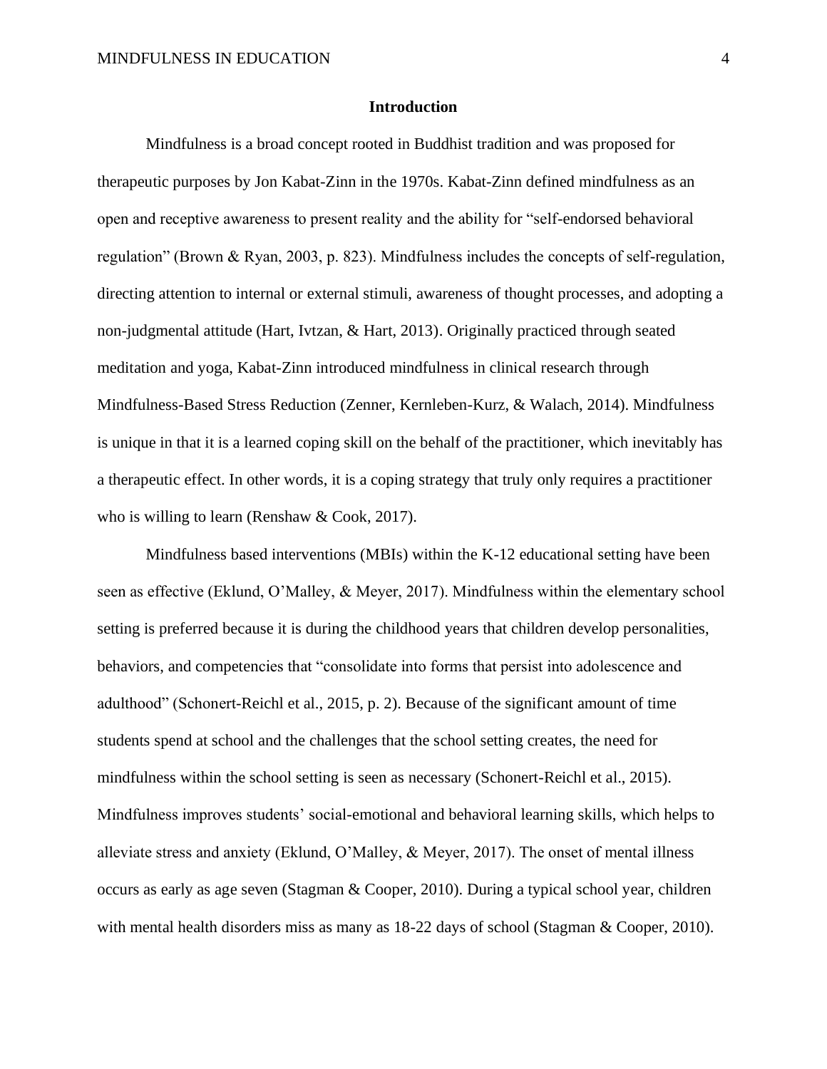## Introduction

Mindfulness is a broad concept rooted in Buddhist tradition and was proposed for therapeutic purposes by Jon Kabat-Zinn in the 1970s. Kabat-Zinn defined mindfulness as an open and receptive awareness to present reality and the ability for "self-endorsed behavioral regulation" (Brown & Ryan, 2003, p. 823). Mindfulness includes the concepts of self-regulation, directing attention to internal or external stimuli, awareness of thought processes, and adopting a non-judgmental attitude (Hart, Ivtzan, & Hart, 2013). Originally practiced through seated meditation and yoga, Kabat-Zinn introduced mindfulness in clinical research through Mindfulness-Based Stress Reduction (Zenner, Kernleben-Kurz, & Walach, 2014). Mindfulness is unique in that it is a learned coping skill on the behalf of the practitioner, which inevitably has a therapeutic effect. In other words, it is a coping strategy that truly only requires a practitioner who is willing to learn (Renshaw & Cook, 2017).

Mindfulness based interventions (MBIs) within the K-12 educational setting have been seen as effective (Eklund, O'Malley, & Meyer, 2017). Mindfulness within the elementary school setting is preferred because it is during the childhood years that children develop personalities, behaviors, and competencies that "consolidate into forms that persist into adolescence and adulthood" (Schonert-Reichl et al., 2015, p. 2). Because of the significant amount of time students spend at school and the challenges that the school setting creates, the need for mindfulness within the school setting is seen as necessary (Schonert-Reichl et al., 2015). Mindfulness improves students' social-emotional and behavioral learning skills, which helps to alleviate stress and anxiety (Eklund, O'Malley, & Meyer, 2017). The onset of mental illness occurs as early as age seven (Stagman & Cooper, 2010). During a typical school year, children with mental health disorders miss as many as 18-22 days of school (Stagman & Cooper, 2010).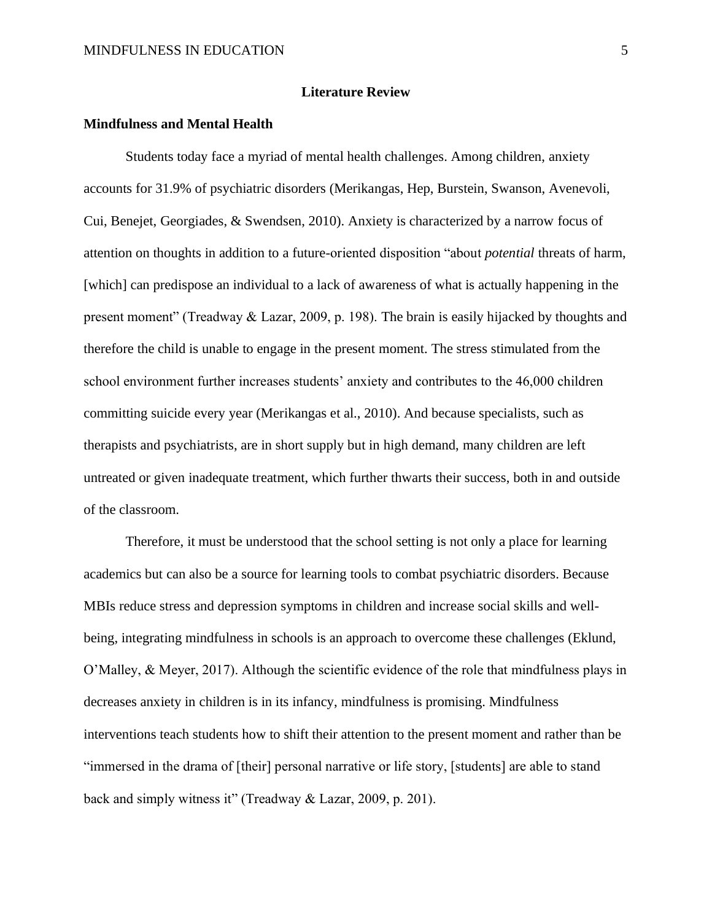## Literature Review

### Mindfulness and Mental Health

Students today face a myriad of mental health challenges. Among children, anxiety accounts for 31.9% of psychiatric disorders (Merikangas, Hep, Burstein, Swanson, Avenevoli, Cui, Benejet, Georgiades, & Swendsen, 2010). Anxiety is characterized by a narrow focus of attention on thoughts in addition to a future-oriented disposition "about *potential* threats of harm, [which] can predispose an individual to a lack of awareness of what is actually happening in the present moment" (Treadway & Lazar, 2009, p. 198). The brain is easily hijacked by thoughts and therefore the child is unable to engage in the present moment. The stress stimulated from the school environment further increases students' anxiety and contributes to the 46,000 children committing suicide every year (Merikangas et al., 2010). And because specialists, such as therapists and psychiatrists, are in short supply but in high demand, many children are left untreated or given inadequate treatment, which further thwarts their success, both in and outside of the classroom.

Therefore, it must be understood that the school setting is not only a place for learning academics but can also be a source for learning tools to combat psychiatric disorders. Because MBIs reduce stress and depression symptoms in children and increase social skills and well-being, integrating mindfulness in schools is an approach to overcome these challenges (Eklund, O'Malley, & Meyer, 2017). Although the scientific evidence of the role that mindfulness plays in decreases anxiety in children is in its infancy, mindfulness is promising. Mindfulness interventions teach students how to shift their attention to the present moment and rather than be "immersed in the drama of [their] personal narrative or life story, [students] are able to stand back and simply witness it" (Treadway & Lazar, 2009, p. 201).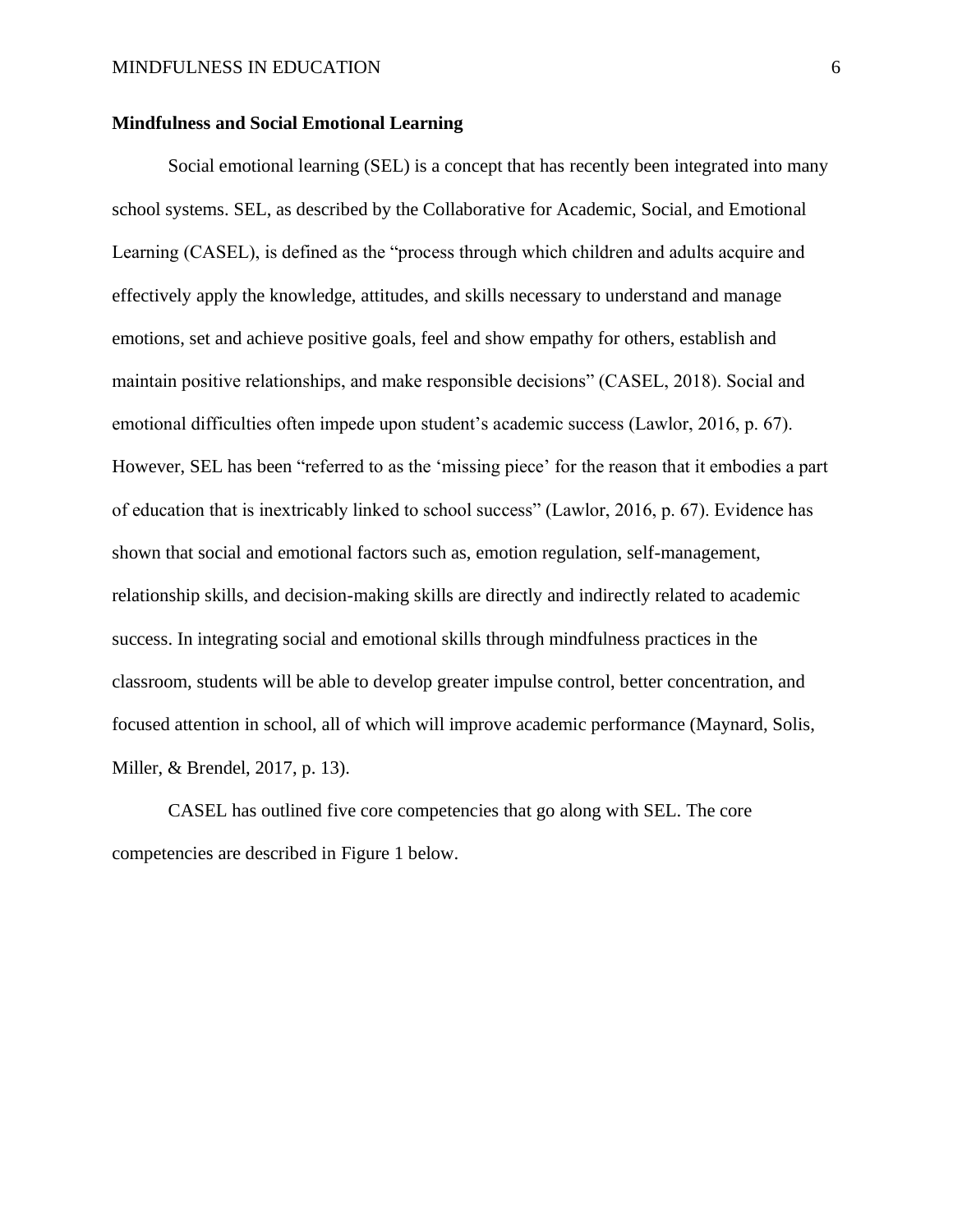**Mindfulness and Social Emotional Learning**

Social emotional learning (SEL) is a concept that has recently been integrated into many school systems. SEL, as described by the Collaborative for Academic, Social, and Emotional Learning (CASEL), is defined as the "process through which children and adults acquire and effectively apply the knowledge, attitudes, and skills necessary to understand and manage emotions, set and achieve positive goals, feel and show empathy for others, establish and maintain positive relationships, and make responsible decisions" (CASEL, 2018). Social and emotional difficulties often impede upon student's academic success (Lawlor, 2016, p. 67). However, SEL has been "referred to as the 'missing piece' for the reason that it embodies a part of education that is inextricably linked to school success" (Lawlor, 2016, p. 67). Evidence has shown that social and emotional factors such as, emotion regulation, self-management, relationship skills, and decision-making skills are directly and indirectly related to academic success. In integrating social and emotional skills through mindfulness practices in the classroom, students will be able to develop greater impulse control, better concentration, and focused attention in school, all of which will improve academic performance (Maynard, Solis, Miller, & Brendel, 2017, p. 13).

CASEL has outlined five core competencies that go along with SEL. The core competencies are described in Figure 1 below.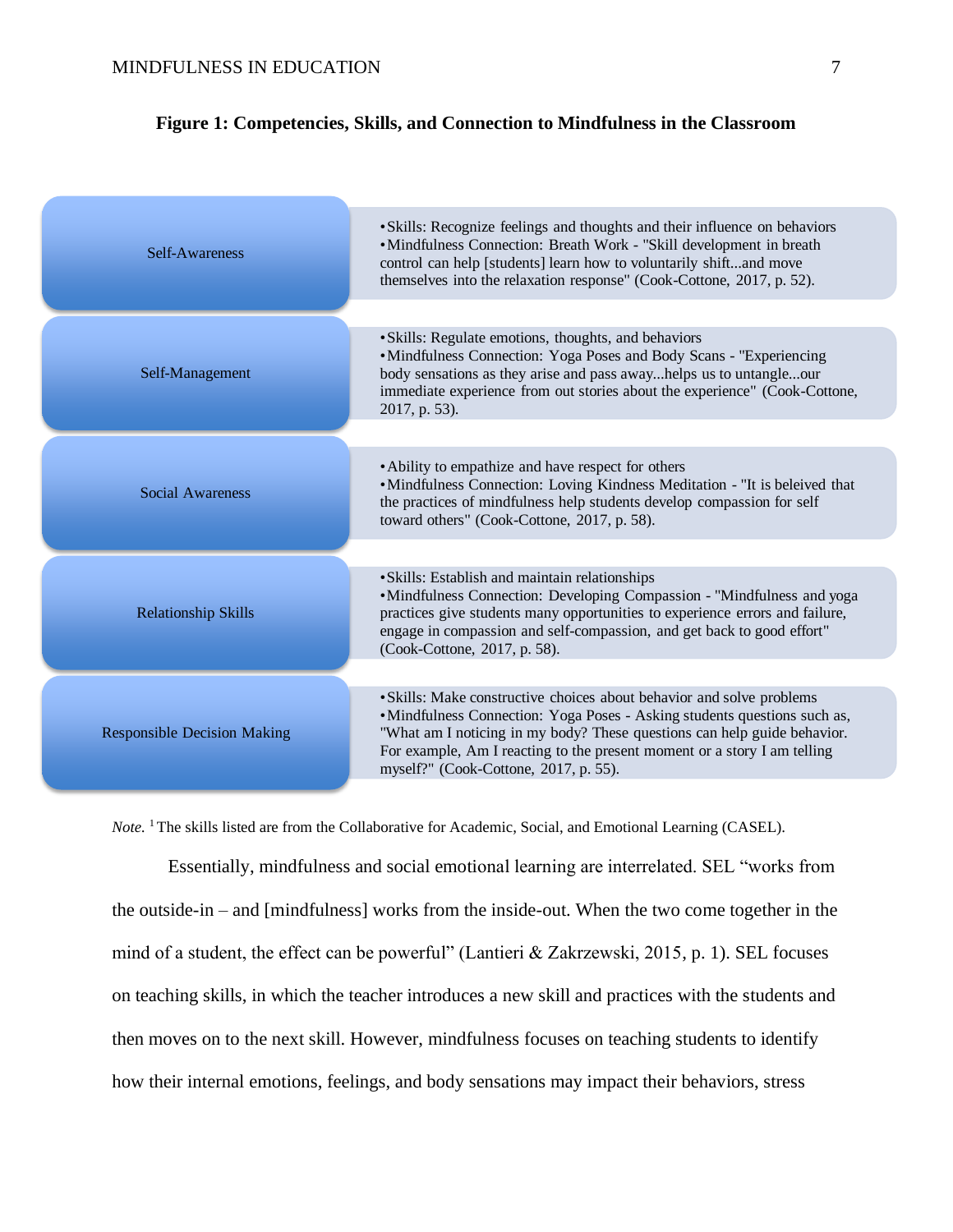**Figure 1: Competencies, Skills, and Connection to Mindfulness in the Classroom**

| Competency | Skills and Mindfulness Connection |
|---|---|
| Self-Awareness | •Skills: Recognize feelings and thoughts and their influence on behaviors •Mindfulness Connection: Breath Work - "Skill development in breath control can help [students] learn how to voluntarily shift...and move themselves into the relaxation response" (Cook-Cottone, 2017, p. 52). |
| Self-Management | •Skills: Regulate emotions, thoughts, and behaviors •Mindfulness Connection: Yoga Poses and Body Scans - "Experiencing body sensations as they arise and pass away...helps us to untangle...our immediate experience from out stories about the experience" (Cook-Cottone, 2017, p. 53). |
| Social Awareness | •Ability to empathize and have respect for others •Mindfulness Connection: Loving Kindness Meditation - "It is beleived that the practices of mindfulness help students develop compassion for self toward others" (Cook-Cottone, 2017, p. 58). |
| Relationship Skills | •Skills: Establish and maintain relationships •Mindfulness Connection: Developing Compassion - "Mindfulness and yoga practices give students many opportunities to experience errors and failure, engage in compassion and self-compassion, and get back to good effort" (Cook-Cottone, 2017, p. 58). |
| Responsible Decision Making | •Skills: Make constructive choices about behavior and solve problems •Mindfulness Connection: Yoga Poses - Asking students questions such as, "What am I noticing in my body? These questions can help guide behavior. For example, Am I reacting to the present moment or a story I am telling myself?" (Cook-Cottone, 2017, p. 55). |

*Note.* [1] The skills listed are from the Collaborative for Academic, Social, and Emotional Learning (CASEL).

Essentially, mindfulness and social emotional learning are interrelated. SEL "works from the outside-in – and [mindfulness] works from the inside-out. When the two come together in the mind of a student, the effect can be powerful" (Lantieri & Zakrzewski, 2015, p. 1). SEL focuses on teaching skills, in which the teacher introduces a new skill and practices with the students and then moves on to the next skill. However, mindfulness focuses on teaching students to identify how their internal emotions, feelings, and body sensations may impact their behaviors, stress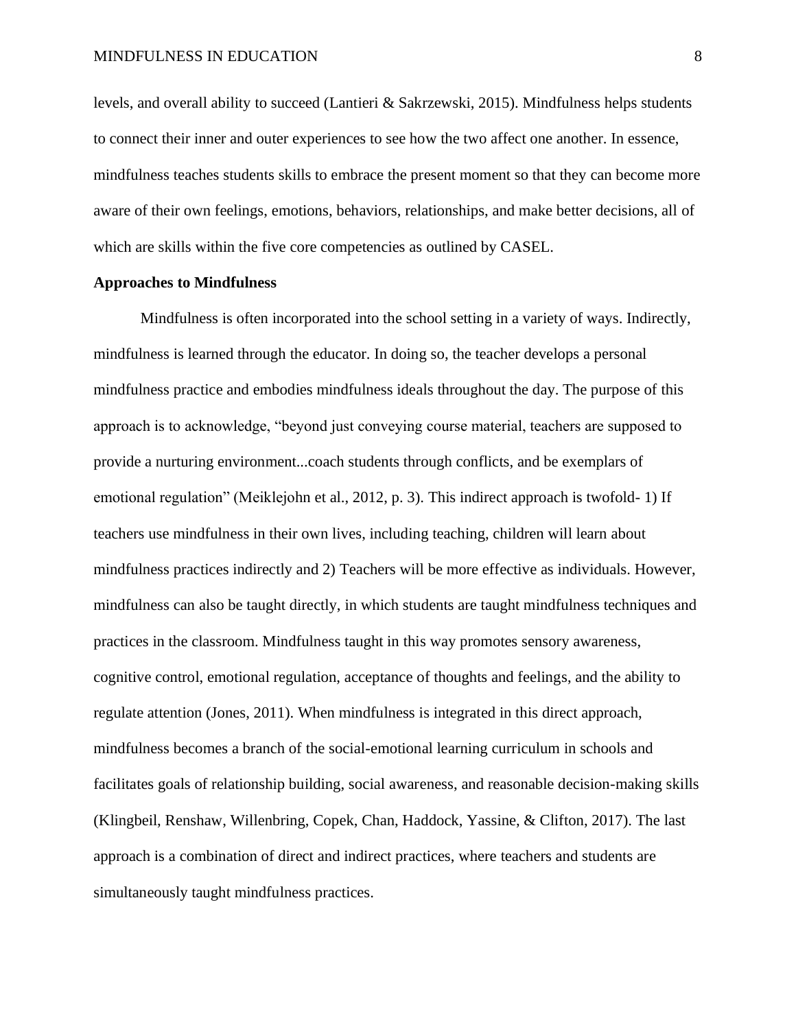levels, and overall ability to succeed (Lantieri & Sakrzewski, 2015). Mindfulness helps students to connect their inner and outer experiences to see how the two affect one another. In essence, mindfulness teaches students skills to embrace the present moment so that they can become more aware of their own feelings, emotions, behaviors, relationships, and make better decisions, all of which are skills within the five core competencies as outlined by CASEL.

**Approaches to Mindfulness**

Mindfulness is often incorporated into the school setting in a variety of ways. Indirectly, mindfulness is learned through the educator. In doing so, the teacher develops a personal mindfulness practice and embodies mindfulness ideals throughout the day. The purpose of this approach is to acknowledge, "beyond just conveying course material, teachers are supposed to provide a nurturing environment...coach students through conflicts, and be exemplars of emotional regulation" (Meiklejohn et al., 2012, p. 3). This indirect approach is twofold- 1) If teachers use mindfulness in their own lives, including teaching, children will learn about mindfulness practices indirectly and 2) Teachers will be more effective as individuals. However, mindfulness can also be taught directly, in which students are taught mindfulness techniques and practices in the classroom. Mindfulness taught in this way promotes sensory awareness, cognitive control, emotional regulation, acceptance of thoughts and feelings, and the ability to regulate attention (Jones, 2011). When mindfulness is integrated in this direct approach, mindfulness becomes a branch of the social-emotional learning curriculum in schools and facilitates goals of relationship building, social awareness, and reasonable decision-making skills (Klingbeil, Renshaw, Willenbring, Copek, Chan, Haddock, Yassine, & Clifton, 2017). The last approach is a combination of direct and indirect practices, where teachers and students are simultaneously taught mindfulness practices.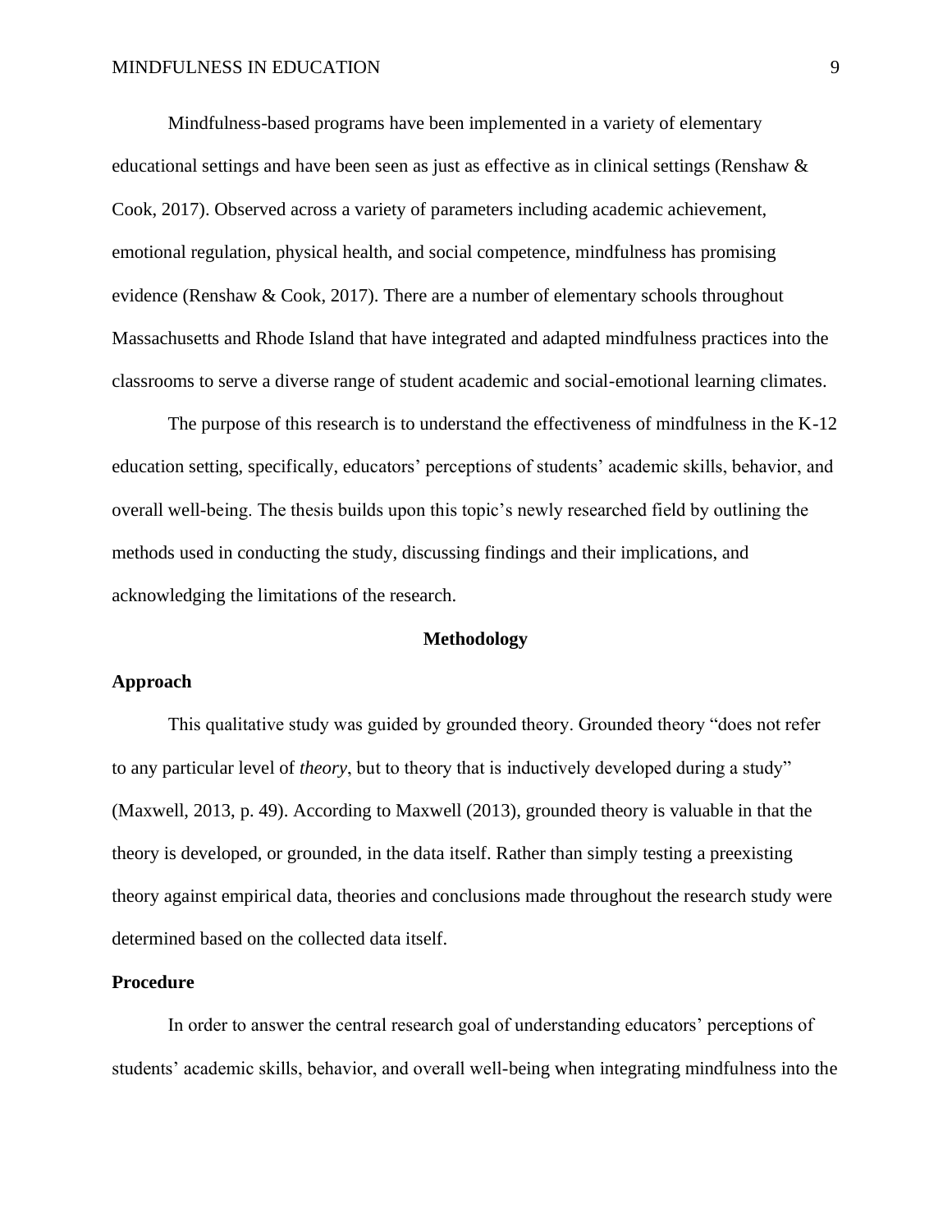Mindfulness-based programs have been implemented in a variety of elementary educational settings and have been seen as just as effective as in clinical settings (Renshaw & Cook, 2017). Observed across a variety of parameters including academic achievement, emotional regulation, physical health, and social competence, mindfulness has promising evidence (Renshaw & Cook, 2017). There are a number of elementary schools throughout Massachusetts and Rhode Island that have integrated and adapted mindfulness practices into the classrooms to serve a diverse range of student academic and social-emotional learning climates.

The purpose of this research is to understand the effectiveness of mindfulness in the K-12 education setting, specifically, educators' perceptions of students' academic skills, behavior, and overall well-being. The thesis builds upon this topic's newly researched field by outlining the methods used in conducting the study, discussing findings and their implications, and acknowledging the limitations of the research.

# Methodology

## Approach

This qualitative study was guided by grounded theory. Grounded theory "does not refer to any particular level of *theory*, but to theory that is inductively developed during a study" (Maxwell, 2013, p. 49). According to Maxwell (2013), grounded theory is valuable in that the theory is developed, or grounded, in the data itself. Rather than simply testing a preexisting theory against empirical data, theories and conclusions made throughout the research study were determined based on the collected data itself.

## Procedure

In order to answer the central research goal of understanding educators' perceptions of students' academic skills, behavior, and overall well-being when integrating mindfulness into the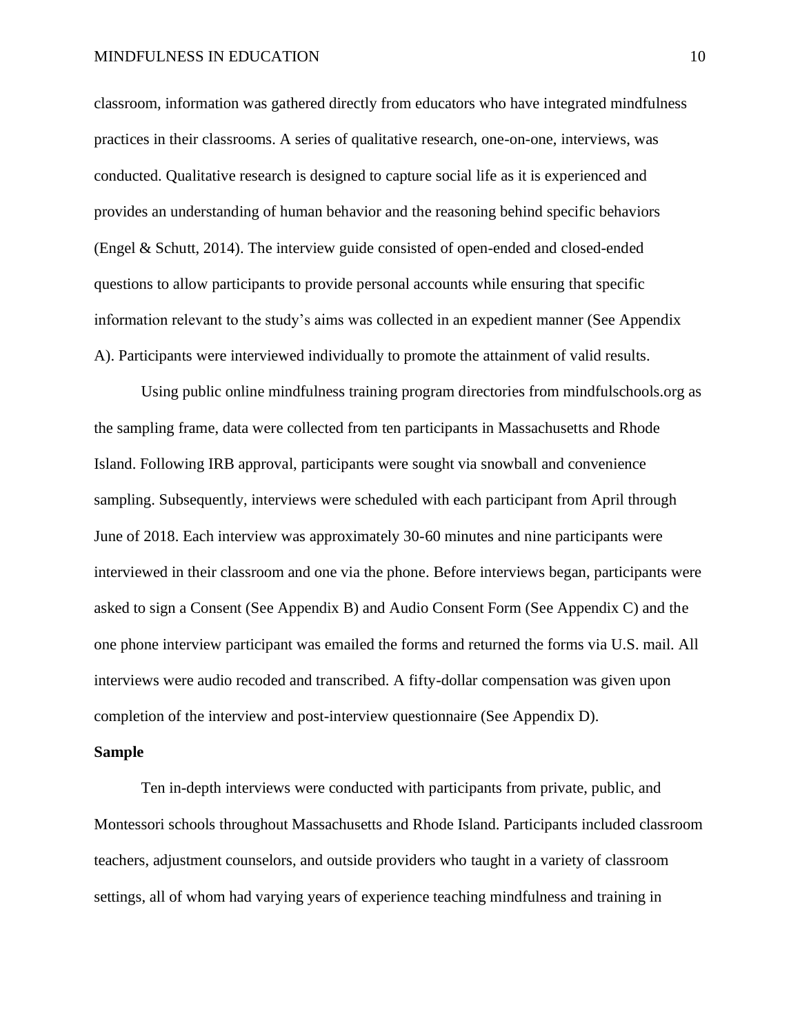classroom, information was gathered directly from educators who have integrated mindfulness practices in their classrooms. A series of qualitative research, one-on-one, interviews, was conducted. Qualitative research is designed to capture social life as it is experienced and provides an understanding of human behavior and the reasoning behind specific behaviors (Engel & Schutt, 2014). The interview guide consisted of open-ended and closed-ended questions to allow participants to provide personal accounts while ensuring that specific information relevant to the study's aims was collected in an expedient manner (See Appendix A). Participants were interviewed individually to promote the attainment of valid results.

Using public online mindfulness training program directories from mindfulschools.org as the sampling frame, data were collected from ten participants in Massachusetts and Rhode Island. Following IRB approval, participants were sought via snowball and convenience sampling. Subsequently, interviews were scheduled with each participant from April through June of 2018. Each interview was approximately 30-60 minutes and nine participants were interviewed in their classroom and one via the phone. Before interviews began, participants were asked to sign a Consent (See Appendix B) and Audio Consent Form (See Appendix C) and the one phone interview participant was emailed the forms and returned the forms via U.S. mail. All interviews were audio recoded and transcribed. A fifty-dollar compensation was given upon completion of the interview and post-interview questionnaire (See Appendix D).

**Sample**

Ten in-depth interviews were conducted with participants from private, public, and Montessori schools throughout Massachusetts and Rhode Island. Participants included classroom teachers, adjustment counselors, and outside providers who taught in a variety of classroom settings, all of whom had varying years of experience teaching mindfulness and training in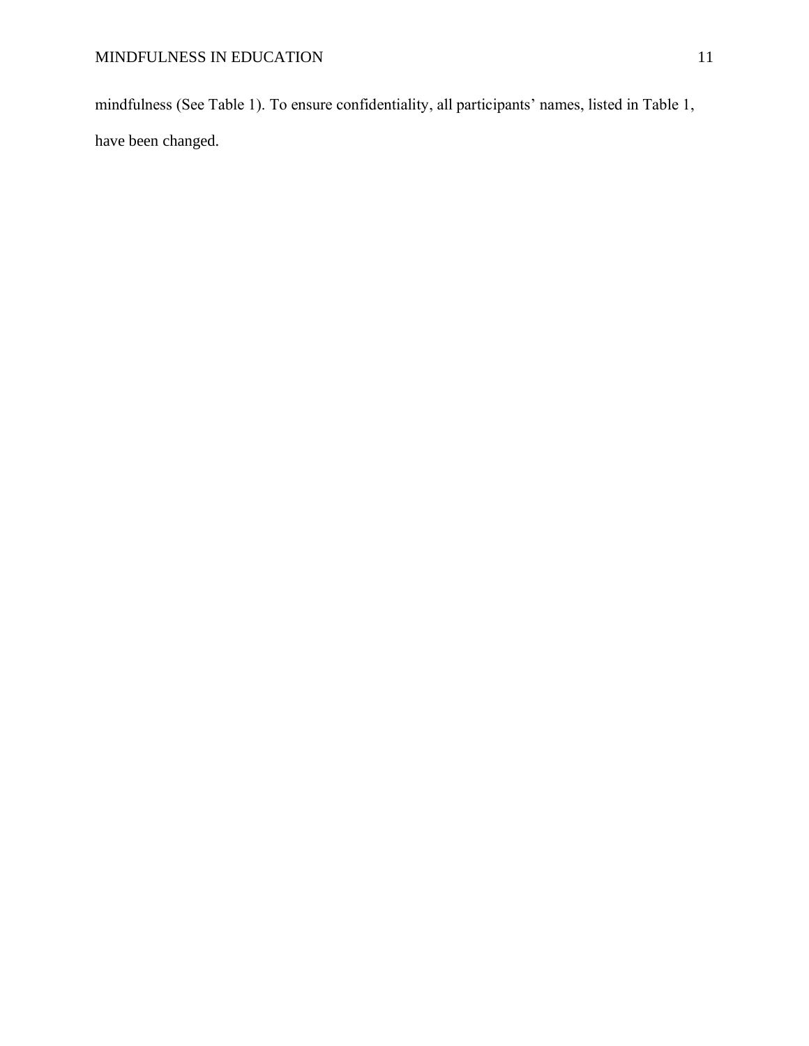mindfulness (See Table 1). To ensure confidentiality, all participants' names, listed in Table 1, have been changed.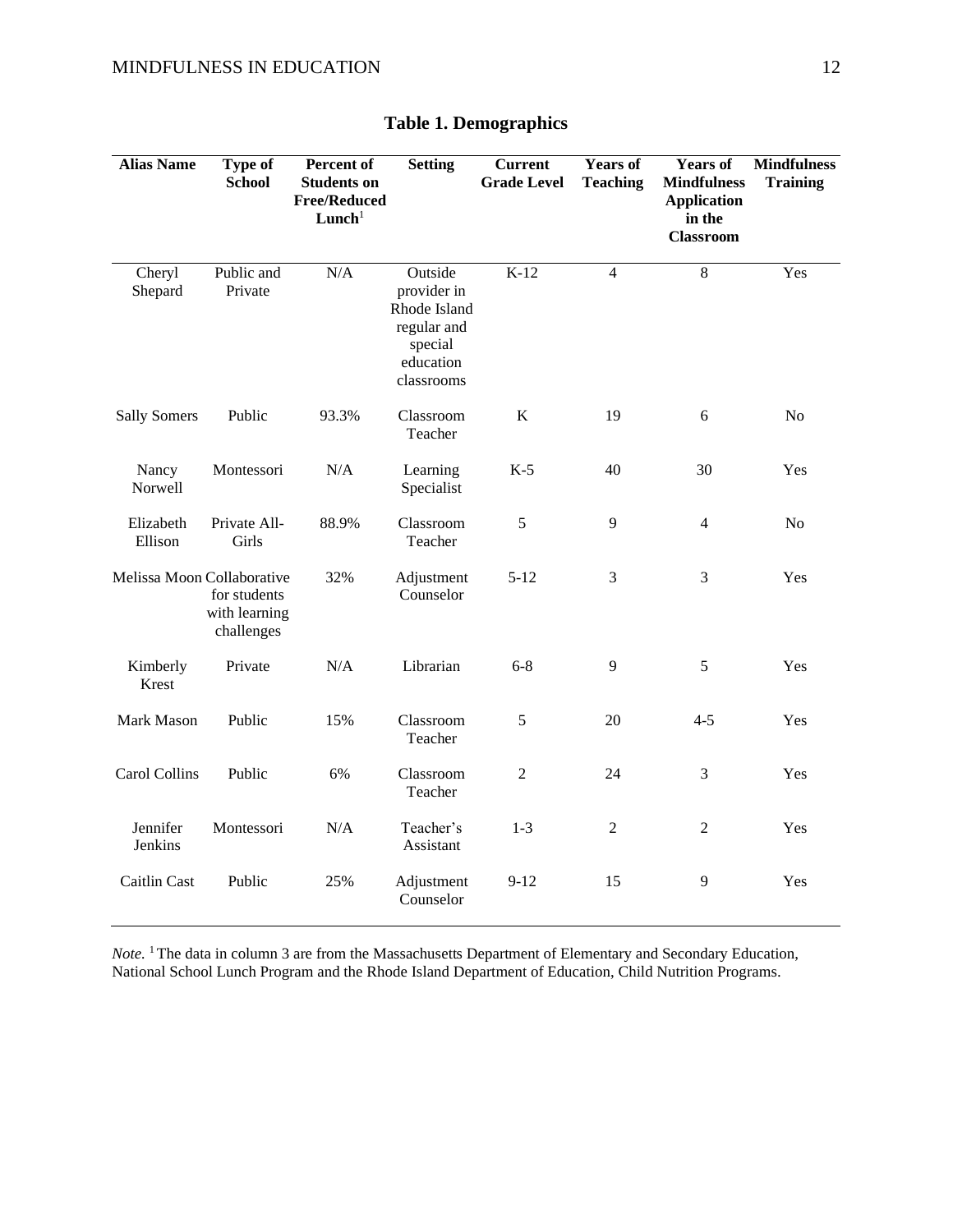**Table 1. Demographics**

| Alias Name | Type of School | Percent of Students on Free/Reduced Lunch[1] | Setting | Current Grade Level | Years of Teaching | Years of Mindfulness Application in the Classroom | Mindfulness Training |
|---|---|---|---|---|---|---|---|
| Cheryl Shepard | Public and Private | N/A | Outside provider in Rhode Island regular and special education classrooms | K-12 | 4 | 8 | Yes |
| Sally Somers | Public | 93.3% | Classroom Teacher | K | 19 | 6 | No |
| Nancy Norwell | Montessori | N/A | Learning Specialist | K-5 | 40 | 30 | Yes |
| Elizabeth Ellison | Private All-Girls | 88.9% | Classroom Teacher | 5 | 9 | 4 | No |
| Melissa Moon | Collaborative for students with learning challenges | 32% | Adjustment Counselor | 5-12 | 3 | 3 | Yes |
| Kimberly Krest | Private | N/A | Librarian | 6-8 | 9 | 5 | Yes |
| Mark Mason | Public | 15% | Classroom Teacher | 5 | 20 | 4-5 | Yes |
| Carol Collins | Public | 6% | Classroom Teacher | 2 | 24 | 3 | Yes |
| Jennifer Jenkins | Montessori | N/A | Teacher's Assistant | 1-3 | 2 | 2 | Yes |
| Caitlin Cast | Public | 25% | Adjustment Counselor | 9-12 | 15 | 9 | Yes |

*Note.* [1] The data in column 3 are from the Massachusetts Department of Elementary and Secondary Education, National School Lunch Program and the Rhode Island Department of Education, Child Nutrition Programs.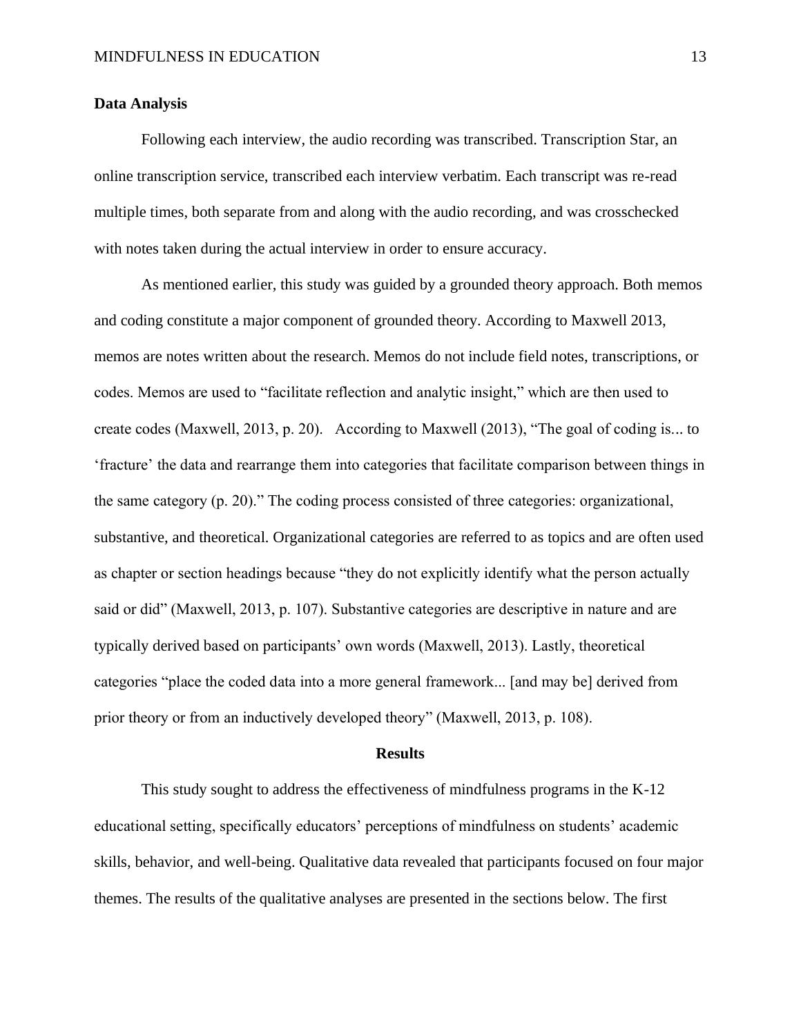### Data Analysis

Following each interview, the audio recording was transcribed. Transcription Star, an online transcription service, transcribed each interview verbatim. Each transcript was re-read multiple times, both separate from and along with the audio recording, and was crosschecked with notes taken during the actual interview in order to ensure accuracy.

As mentioned earlier, this study was guided by a grounded theory approach. Both memos and coding constitute a major component of grounded theory. According to Maxwell 2013, memos are notes written about the research. Memos do not include field notes, transcriptions, or codes. Memos are used to "facilitate reflection and analytic insight," which are then used to create codes (Maxwell, 2013, p. 20). According to Maxwell (2013), "The goal of coding is... to 'fracture' the data and rearrange them into categories that facilitate comparison between things in the same category (p. 20)." The coding process consisted of three categories: organizational, substantive, and theoretical. Organizational categories are referred to as topics and are often used as chapter or section headings because "they do not explicitly identify what the person actually said or did" (Maxwell, 2013, p. 107). Substantive categories are descriptive in nature and are typically derived based on participants' own words (Maxwell, 2013). Lastly, theoretical categories "place the coded data into a more general framework... [and may be] derived from prior theory or from an inductively developed theory" (Maxwell, 2013, p. 108).

## Results

This study sought to address the effectiveness of mindfulness programs in the K-12 educational setting, specifically educators' perceptions of mindfulness on students' academic skills, behavior, and well-being. Qualitative data revealed that participants focused on four major themes. The results of the qualitative analyses are presented in the sections below. The first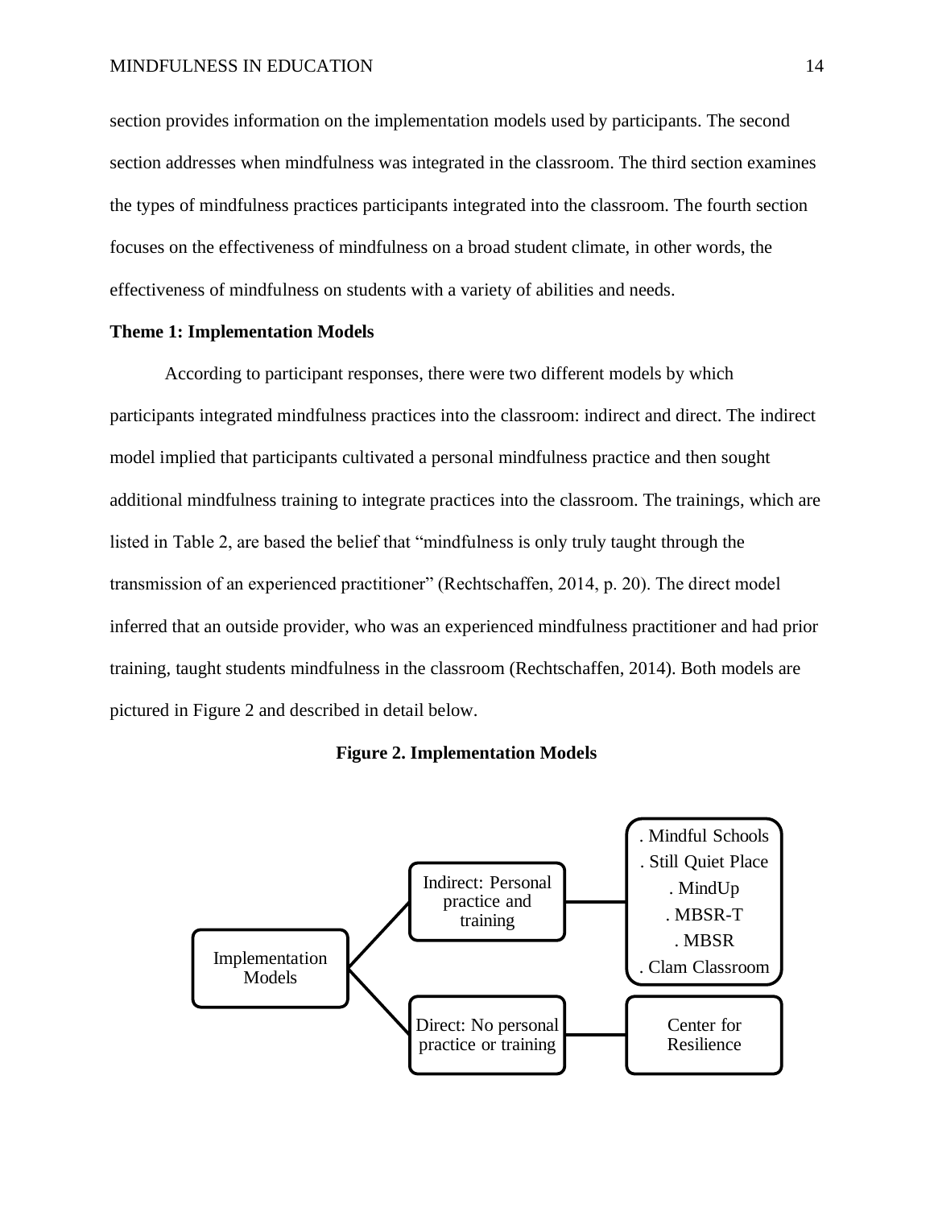section provides information on the implementation models used by participants. The second section addresses when mindfulness was integrated in the classroom. The third section examines the types of mindfulness practices participants integrated into the classroom. The fourth section focuses on the effectiveness of mindfulness on a broad student climate, in other words, the effectiveness of mindfulness on students with a variety of abilities and needs.

**Theme 1: Implementation Models**

According to participant responses, there were two different models by which participants integrated mindfulness practices into the classroom: indirect and direct. The indirect model implied that participants cultivated a personal mindfulness practice and then sought additional mindfulness training to integrate practices into the classroom. The trainings, which are listed in Table 2, are based the belief that "mindfulness is only truly taught through the transmission of an experienced practitioner" (Rechtschaffen, 2014, p. 20). The direct model inferred that an outside provider, who was an experienced mindfulness practitioner and had prior training, taught students mindfulness in the classroom (Rechtschaffen, 2014). Both models are pictured in Figure 2 and described in detail below.

**Figure 2. Implementation Models**

- Implementation Models
  - Indirect: Personal practice and training
    - . Mindful Schools
    - . Still Quiet Place
    - . MindUp
    - . MBSR-T
    - . MBSR
    - . Clam Classroom
  - Direct: No personal practice or training
    - Center for Resilience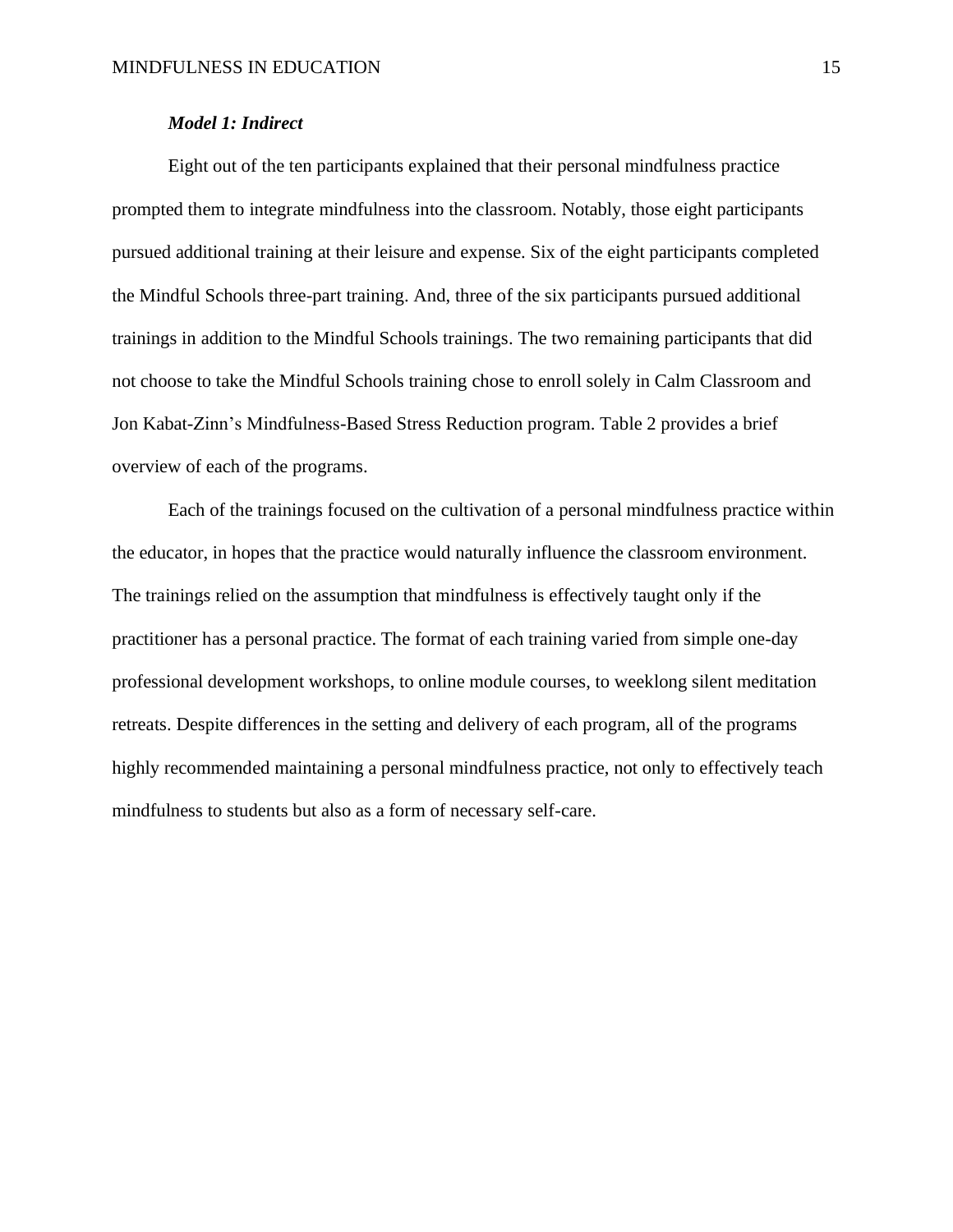### ***Model 1: Indirect***

Eight out of the ten participants explained that their personal mindfulness practice prompted them to integrate mindfulness into the classroom. Notably, those eight participants pursued additional training at their leisure and expense. Six of the eight participants completed the Mindful Schools three-part training. And, three of the six participants pursued additional trainings in addition to the Mindful Schools trainings. The two remaining participants that did not choose to take the Mindful Schools training chose to enroll solely in Calm Classroom and Jon Kabat-Zinn's Mindfulness-Based Stress Reduction program. Table 2 provides a brief overview of each of the programs.

Each of the trainings focused on the cultivation of a personal mindfulness practice within the educator, in hopes that the practice would naturally influence the classroom environment. The trainings relied on the assumption that mindfulness is effectively taught only if the practitioner has a personal practice. The format of each training varied from simple one-day professional development workshops, to online module courses, to weeklong silent meditation retreats. Despite differences in the setting and delivery of each program, all of the programs highly recommended maintaining a personal mindfulness practice, not only to effectively teach mindfulness to students but also as a form of necessary self-care.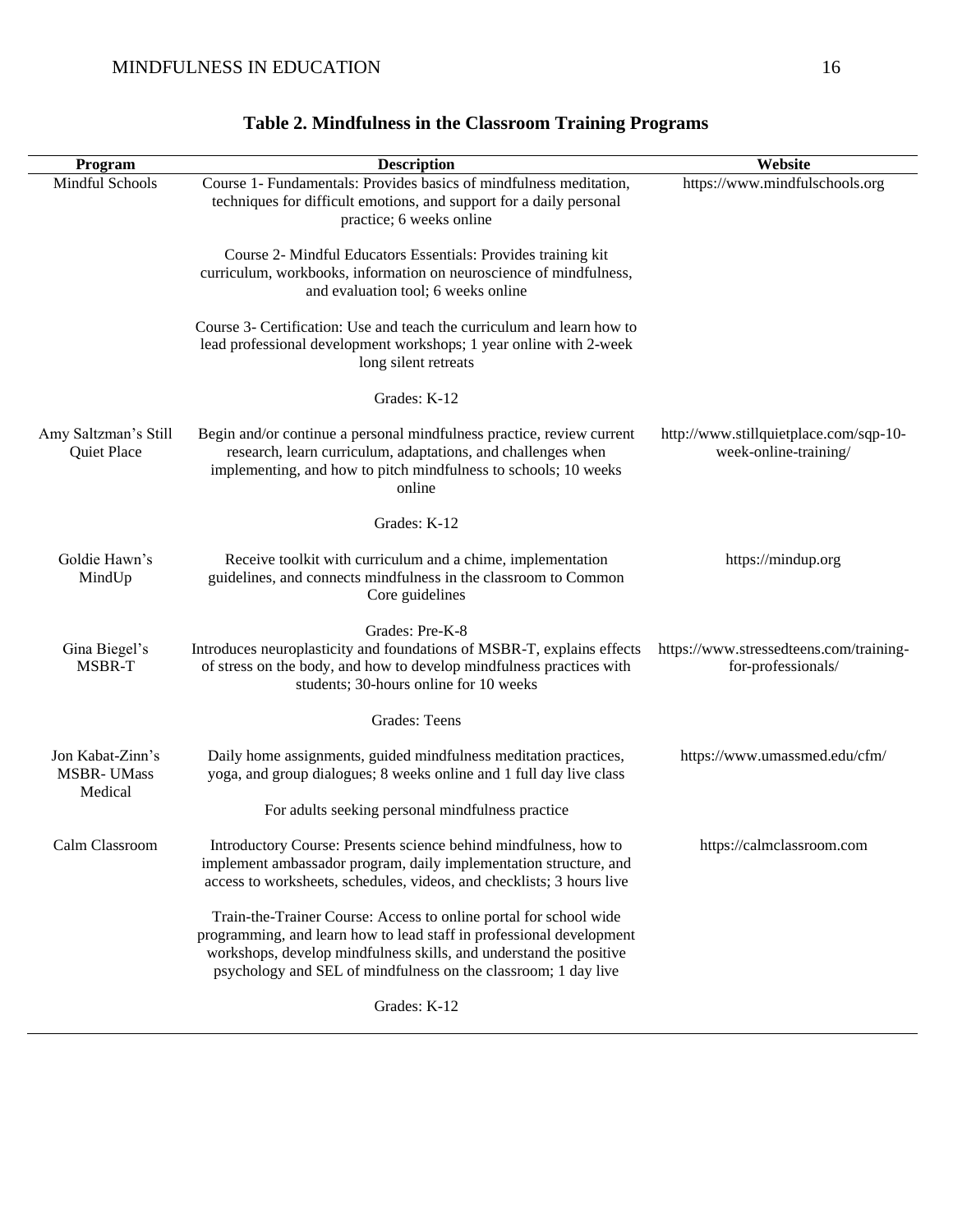**Table 2. Mindfulness in the Classroom Training Programs**

| Program | Description | Website |
|---|---|---|
| Mindful Schools | Course 1- Fundamentals: Provides basics of mindfulness meditation, techniques for difficult emotions, and support for a daily personal practice; 6 weeks online<br><br>Course 2- Mindful Educators Essentials: Provides training kit curriculum, workbooks, information on neuroscience of mindfulness, and evaluation tool; 6 weeks online<br><br>Course 3- Certification: Use and teach the curriculum and learn how to lead professional development workshops; 1 year online with 2-week long silent retreats<br><br>Grades: K-12 | https://www.mindfulschools.org |
| Amy Saltzman's Still Quiet Place | Begin and/or continue a personal mindfulness practice, review current research, learn curriculum, adaptations, and challenges when implementing, and how to pitch mindfulness to schools; 10 weeks online<br><br>Grades: K-12 | http://www.stillquietplace.com/sqp-10-week-online-training/ |
| Goldie Hawn's MindUp | Receive toolkit with curriculum and a chime, implementation guidelines, and connects mindfulness in the classroom to Common Core guidelines<br><br>Grades: Pre-K-8 | https://mindup.org |
| Gina Biegel's MSBR-T | Introduces neuroplasticity and foundations of MSBR-T, explains effects of stress on the body, and how to develop mindfulness practices with students; 30-hours online for 10 weeks<br><br>Grades: Teens | https://www.stressedteens.com/training-for-professionals/ |
| Jon Kabat-Zinn's MSBR- UMass Medical | Daily home assignments, guided mindfulness meditation practices, yoga, and group dialogues; 8 weeks online and 1 full day live class<br><br>For adults seeking personal mindfulness practice | https://www.umassmed.edu/cfm/ |
| Calm Classroom | Introductory Course: Presents science behind mindfulness, how to implement ambassador program, daily implementation structure, and access to worksheets, schedules, videos, and checklists; 3 hours live<br><br>Train-the-Trainer Course: Access to online portal for school wide programming, and learn how to lead staff in professional development workshops, develop mindfulness skills, and understand the positive psychology and SEL of mindfulness on the classroom; 1 day live<br><br>Grades: K-12 | https://calmclassroom.com |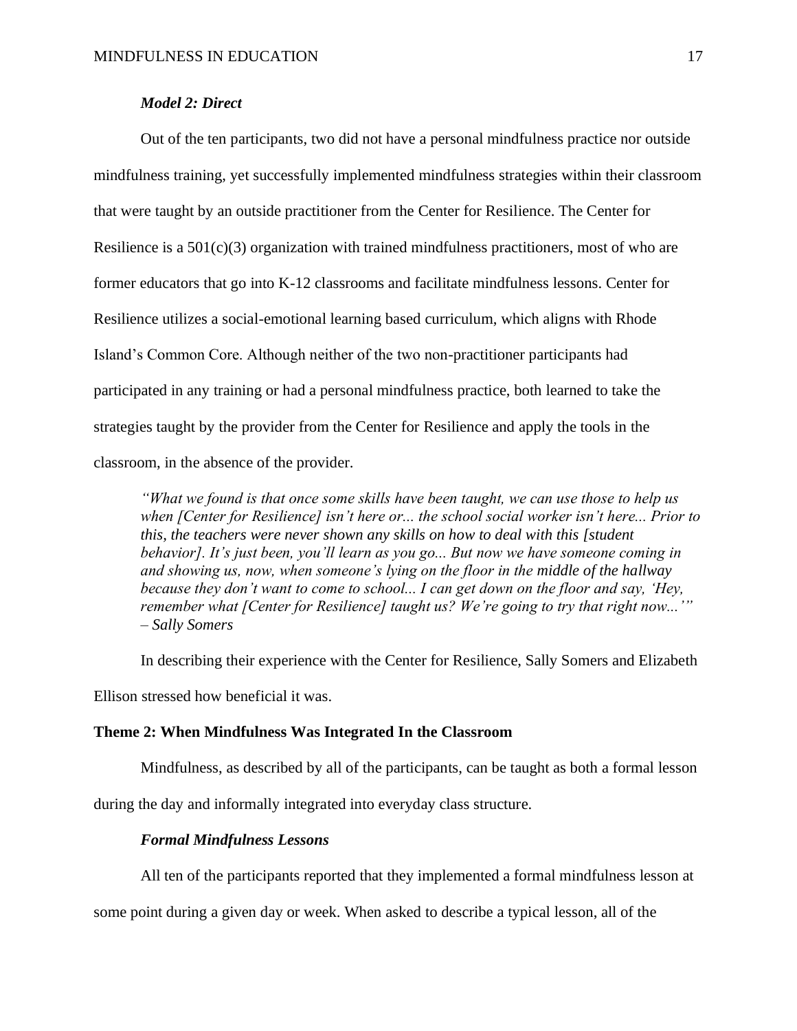### *Model 2: Direct*

Out of the ten participants, two did not have a personal mindfulness practice nor outside mindfulness training, yet successfully implemented mindfulness strategies within their classroom that were taught by an outside practitioner from the Center for Resilience. The Center for Resilience is a 501(c)(3) organization with trained mindfulness practitioners, most of who are former educators that go into K-12 classrooms and facilitate mindfulness lessons. Center for Resilience utilizes a social-emotional learning based curriculum, which aligns with Rhode Island's Common Core. Although neither of the two non-practitioner participants had participated in any training or had a personal mindfulness practice, both learned to take the strategies taught by the provider from the Center for Resilience and apply the tools in the classroom, in the absence of the provider.

> *"What we found is that once some skills have been taught, we can use those to help us when [Center for Resilience] isn't here or... the school social worker isn't here... Prior to this, the teachers were never shown any skills on how to deal with this [student behavior]. It's just been, you'll learn as you go... But now we have someone coming in and showing us, now, when someone's lying on the floor in the middle of the hallway because they don't want to come to school... I can get down on the floor and say, 'Hey, remember what [Center for Resilience] taught us? We're going to try that right now...'" – Sally Somers*

In describing their experience with the Center for Resilience, Sally Somers and Elizabeth Ellison stressed how beneficial it was.

## Theme 2: When Mindfulness Was Integrated In the Classroom

Mindfulness, as described by all of the participants, can be taught as both a formal lesson during the day and informally integrated into everyday class structure.

### *Formal Mindfulness Lessons*

All ten of the participants reported that they implemented a formal mindfulness lesson at some point during a given day or week. When asked to describe a typical lesson, all of the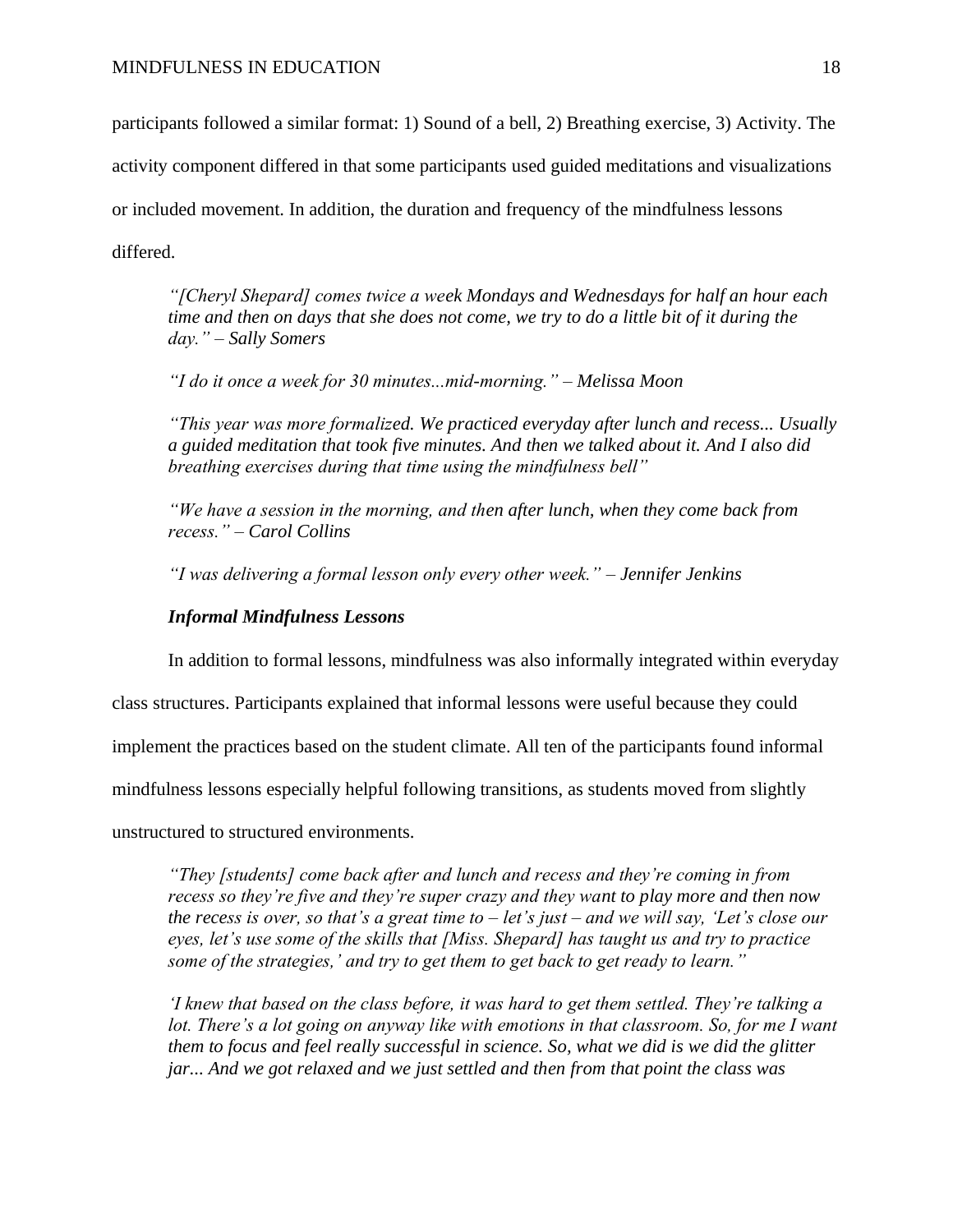participants followed a similar format: 1) Sound of a bell, 2) Breathing exercise, 3) Activity. The activity component differed in that some participants used guided meditations and visualizations or included movement. In addition, the duration and frequency of the mindfulness lessons differed.

> *"[Cheryl Shepard] comes twice a week Mondays and Wednesdays for half an hour each time and then on days that she does not come, we try to do a little bit of it during the day." – Sally Somers*

> *"I do it once a week for 30 minutes...mid-morning." – Melissa Moon*

> *"This year was more formalized. We practiced everyday after lunch and recess... Usually a guided meditation that took five minutes. And then we talked about it. And I also did breathing exercises during that time using the mindfulness bell"*

> *"We have a session in the morning, and then after lunch, when they come back from recess." – Carol Collins*

> *"I was delivering a formal lesson only every other week." – Jennifer Jenkins*

***Informal Mindfulness Lessons***

In addition to formal lessons, mindfulness was also informally integrated within everyday class structures. Participants explained that informal lessons were useful because they could implement the practices based on the student climate. All ten of the participants found informal mindfulness lessons especially helpful following transitions, as students moved from slightly unstructured to structured environments.

> *"They [students] come back after and lunch and recess and they're coming in from recess so they're five and they're super crazy and they want to play more and then now the recess is over, so that's a great time to – let's just – and we will say, 'Let's close our eyes, let's use some of the skills that [Miss. Shepard] has taught us and try to practice some of the strategies,' and try to get them to get back to get ready to learn."*

> *'I knew that based on the class before, it was hard to get them settled. They're talking a lot. There's a lot going on anyway like with emotions in that classroom. So, for me I want them to focus and feel really successful in science. So, what we did is we did the glitter jar... And we got relaxed and we just settled and then from that point the class was*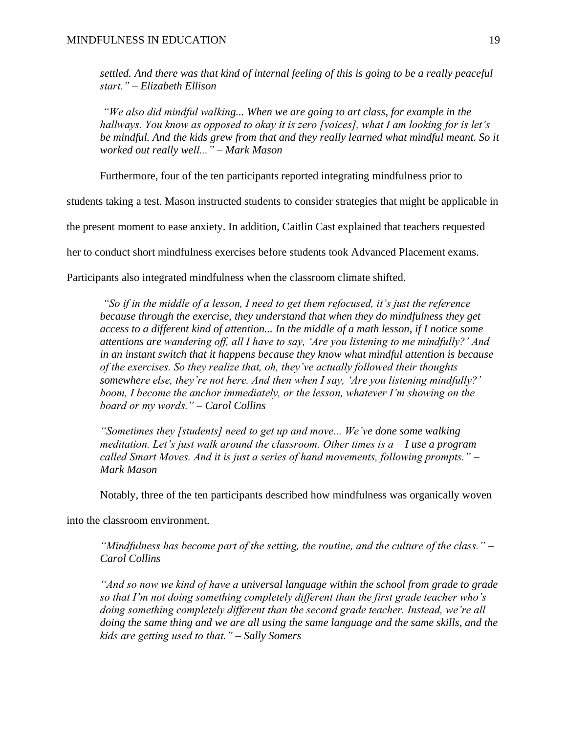*settled. And there was that kind of internal feeling of this is going to be a really peaceful start." – Elizabeth Ellison*

*"We also did mindful walking... When we are going to art class, for example in the hallways. You know as opposed to okay it is zero [voices], what I am looking for is let's be mindful. And the kids grew from that and they really learned what mindful meant. So it worked out really well..." – Mark Mason*

Furthermore, four of the ten participants reported integrating mindfulness prior to students taking a test. Mason instructed students to consider strategies that might be applicable in the present moment to ease anxiety. In addition, Caitlin Cast explained that teachers requested her to conduct short mindfulness exercises before students took Advanced Placement exams. Participants also integrated mindfulness when the classroom climate shifted.

*"So if in the middle of a lesson, I need to get them refocused, it's just the reference because through the exercise, they understand that when they do mindfulness they get access to a different kind of attention... In the middle of a math lesson, if I notice some attentions are wandering off, all I have to say, 'Are you listening to me mindfully?' And in an instant switch that it happens because they know what mindful attention is because of the exercises. So they realize that, oh, they've actually followed their thoughts somewhere else, they're not here. And then when I say, 'Are you listening mindfully?' boom, I become the anchor immediately, or the lesson, whatever I'm showing on the board or my words." – Carol Collins*

*"Sometimes they [students] need to get up and move... We've done some walking meditation. Let's just walk around the classroom. Other times is a – I use a program called Smart Moves. And it is just a series of hand movements, following prompts." – Mark Mason*

Notably, three of the ten participants described how mindfulness was organically woven into the classroom environment.

*"Mindfulness has become part of the setting, the routine, and the culture of the class." – Carol Collins*

*"And so now we kind of have a universal language within the school from grade to grade so that I'm not doing something completely different than the first grade teacher who's doing something completely different than the second grade teacher. Instead, we're all doing the same thing and we are all using the same language and the same skills, and the kids are getting used to that." – Sally Somers*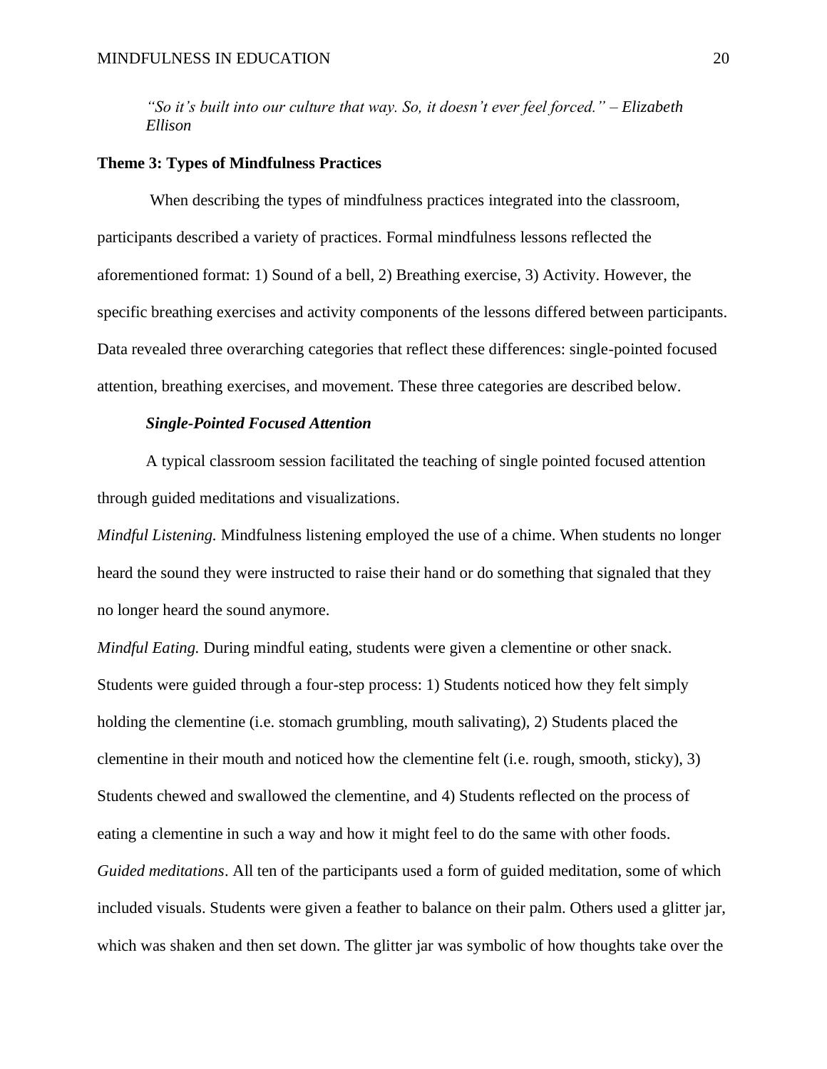*"So it's built into our culture that way. So, it doesn't ever feel forced." – Elizabeth Ellison*

**Theme 3: Types of Mindfulness Practices**

When describing the types of mindfulness practices integrated into the classroom, participants described a variety of practices. Formal mindfulness lessons reflected the aforementioned format: 1) Sound of a bell, 2) Breathing exercise, 3) Activity. However, the specific breathing exercises and activity components of the lessons differed between participants. Data revealed three overarching categories that reflect these differences: single-pointed focused attention, breathing exercises, and movement. These three categories are described below.

***Single-Pointed Focused Attention***

A typical classroom session facilitated the teaching of single pointed focused attention through guided meditations and visualizations.

*Mindful Listening.* Mindfulness listening employed the use of a chime. When students no longer heard the sound they were instructed to raise their hand or do something that signaled that they no longer heard the sound anymore.

*Mindful Eating.* During mindful eating, students were given a clementine or other snack. Students were guided through a four-step process: 1) Students noticed how they felt simply holding the clementine (i.e. stomach grumbling, mouth salivating), 2) Students placed the clementine in their mouth and noticed how the clementine felt (i.e. rough, smooth, sticky), 3) Students chewed and swallowed the clementine, and 4) Students reflected on the process of eating a clementine in such a way and how it might feel to do the same with other foods.

*Guided meditations*. All ten of the participants used a form of guided meditation, some of which included visuals. Students were given a feather to balance on their palm. Others used a glitter jar, which was shaken and then set down. The glitter jar was symbolic of how thoughts take over the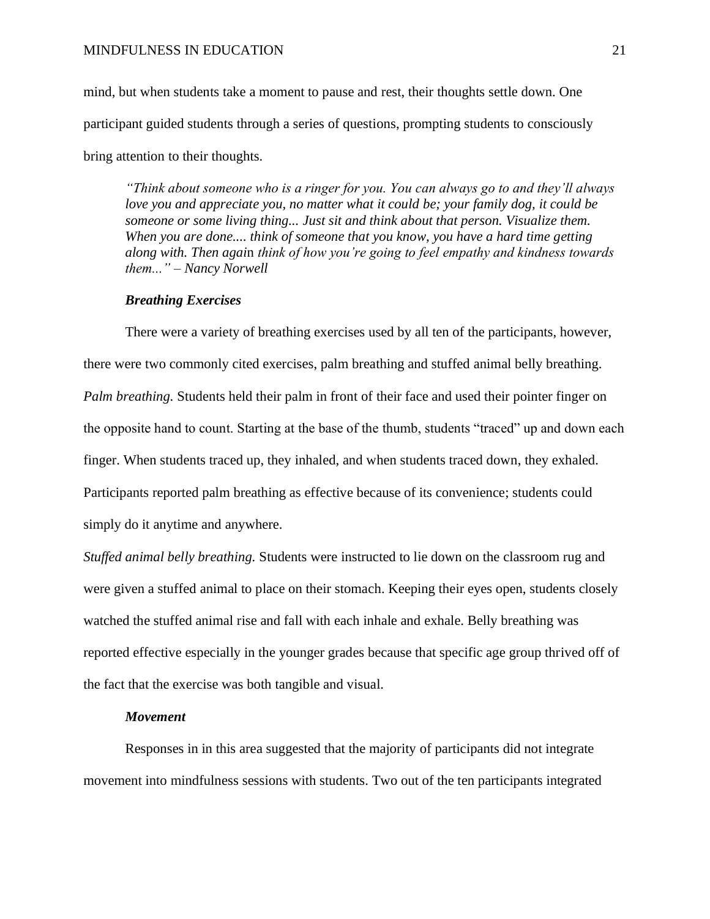mind, but when students take a moment to pause and rest, their thoughts settle down. One participant guided students through a series of questions, prompting students to consciously bring attention to their thoughts.

> *"Think about someone who is a ringer for you. You can always go to and they'll always love you and appreciate you, no matter what it could be; your family dog, it could be someone or some living thing... Just sit and think about that person. Visualize them. When you are done.... think of someone that you know, you have a hard time getting along with. Then again think of how you're going to feel empathy and kindness towards them..." – Nancy Norwell*

***Breathing Exercises***

There were a variety of breathing exercises used by all ten of the participants, however, there were two commonly cited exercises, palm breathing and stuffed animal belly breathing.

*Palm breathing.* Students held their palm in front of their face and used their pointer finger on the opposite hand to count. Starting at the base of the thumb, students "traced" up and down each finger. When students traced up, they inhaled, and when students traced down, they exhaled. Participants reported palm breathing as effective because of its convenience; students could simply do it anytime and anywhere.

*Stuffed animal belly breathing.* Students were instructed to lie down on the classroom rug and were given a stuffed animal to place on their stomach. Keeping their eyes open, students closely watched the stuffed animal rise and fall with each inhale and exhale. Belly breathing was reported effective especially in the younger grades because that specific age group thrived off of the fact that the exercise was both tangible and visual.

***Movement***

Responses in in this area suggested that the majority of participants did not integrate movement into mindfulness sessions with students. Two out of the ten participants integrated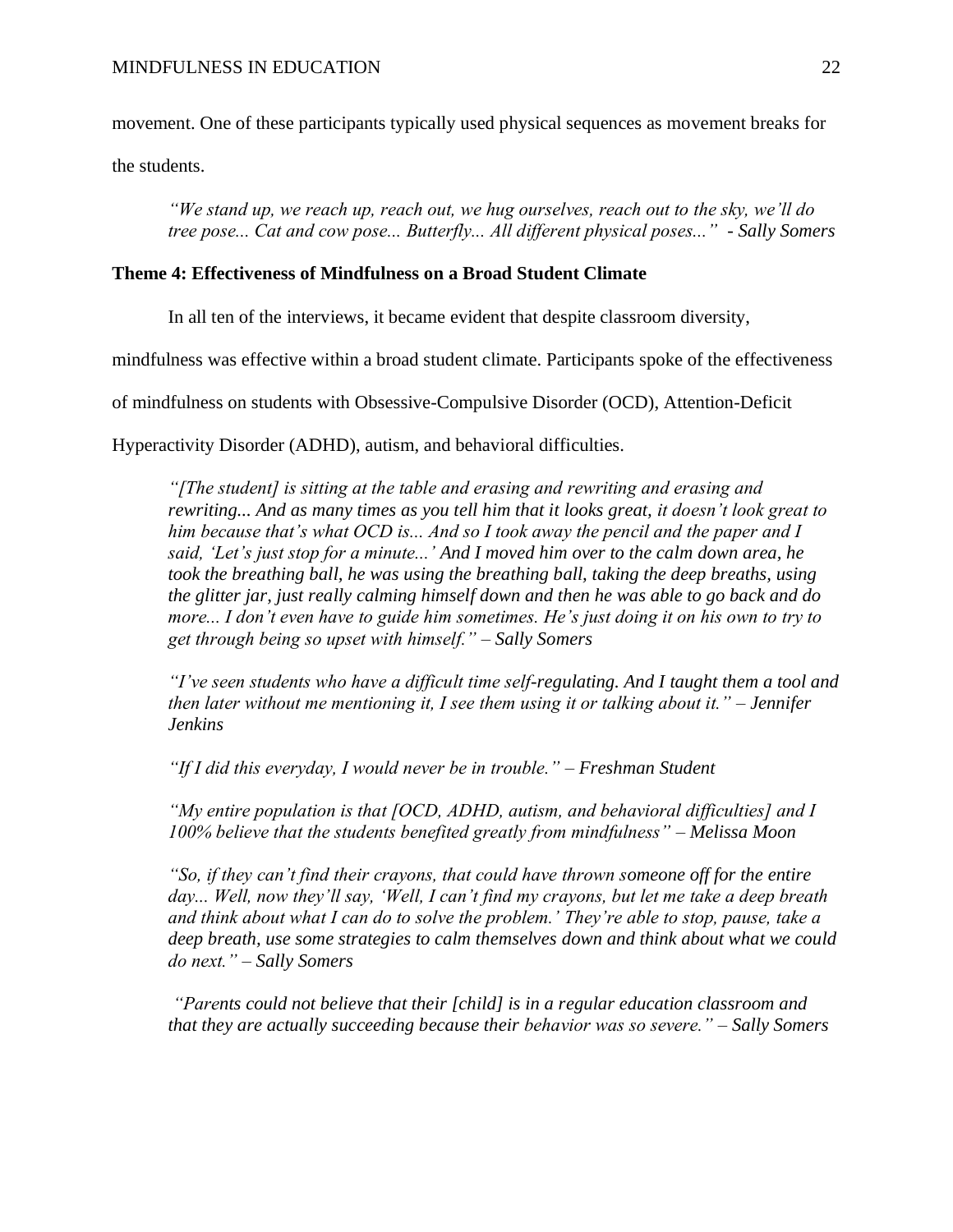movement. One of these participants typically used physical sequences as movement breaks for the students.

> *"We stand up, we reach up, reach out, we hug ourselves, reach out to the sky, we'll do tree pose... Cat and cow pose... Butterfly... All different physical poses..." - Sally Somers*

**Theme 4: Effectiveness of Mindfulness on a Broad Student Climate**

In all ten of the interviews, it became evident that despite classroom diversity, mindfulness was effective within a broad student climate. Participants spoke of the effectiveness of mindfulness on students with Obsessive-Compulsive Disorder (OCD), Attention-Deficit Hyperactivity Disorder (ADHD), autism, and behavioral difficulties.

> *"[The student] is sitting at the table and erasing and rewriting and erasing and rewriting... And as many times as you tell him that it looks great, it doesn't look great to him because that's what OCD is... And so I took away the pencil and the paper and I said, 'Let's just stop for a minute...' And I moved him over to the calm down area, he took the breathing ball, he was using the breathing ball, taking the deep breaths, using the glitter jar, just really calming himself down and then he was able to go back and do more... I don't even have to guide him sometimes. He's just doing it on his own to try to get through being so upset with himself." – Sally Somers*

> *"I've seen students who have a difficult time self-regulating. And I taught them a tool and then later without me mentioning it, I see them using it or talking about it." – Jennifer Jenkins*

> *"If I did this everyday, I would never be in trouble." – Freshman Student*

> *"My entire population is that [OCD, ADHD, autism, and behavioral difficulties] and I 100% believe that the students benefited greatly from mindfulness" – Melissa Moon*

> *"So, if they can't find their crayons, that could have thrown someone off for the entire day... Well, now they'll say, 'Well, I can't find my crayons, but let me take a deep breath and think about what I can do to solve the problem.' They're able to stop, pause, take a deep breath, use some strategies to calm themselves down and think about what we could do next." – Sally Somers*

> *"Parents could not believe that their [child] is in a regular education classroom and that they are actually succeeding because their behavior was so severe." – Sally Somers*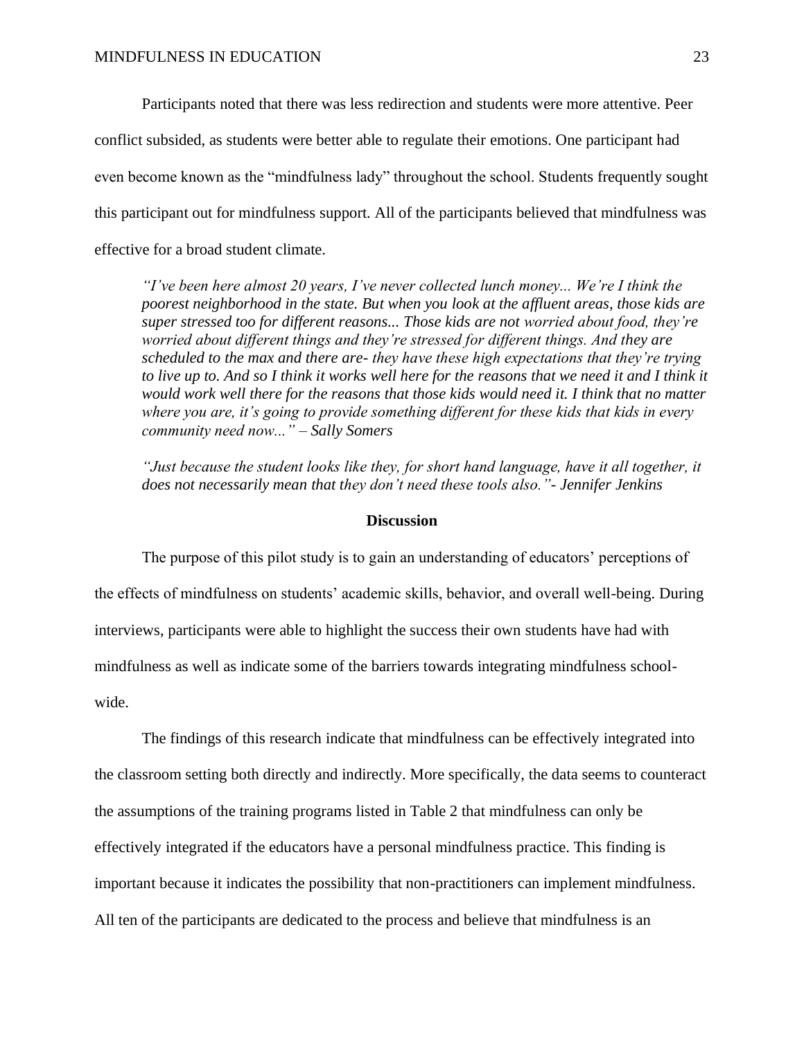Participants noted that there was less redirection and students were more attentive. Peer conflict subsided, as students were better able to regulate their emotions. One participant had even become known as the "mindfulness lady" throughout the school. Students frequently sought this participant out for mindfulness support. All of the participants believed that mindfulness was effective for a broad student climate.

> *"I've been here almost 20 years, I've never collected lunch money... We're I think the poorest neighborhood in the state. But when you look at the affluent areas, those kids are super stressed too for different reasons... Those kids are not worried about food, they're worried about different things and they're stressed for different things. And they are scheduled to the max and there are- they have these high expectations that they're trying to live up to. And so I think it works well here for the reasons that we need it and I think it would work well there for the reasons that those kids would need it. I think that no matter where you are, it's going to provide something different for these kids that kids in every community need now..." – Sally Somers*

> *"Just because the student looks like they, for short hand language, have it all together, it does not necessarily mean that they don't need these tools also."- Jennifer Jenkins*

## Discussion

The purpose of this pilot study is to gain an understanding of educators' perceptions of the effects of mindfulness on students' academic skills, behavior, and overall well-being. During interviews, participants were able to highlight the success their own students have had with mindfulness as well as indicate some of the barriers towards integrating mindfulness school-wide.

The findings of this research indicate that mindfulness can be effectively integrated into the classroom setting both directly and indirectly. More specifically, the data seems to counteract the assumptions of the training programs listed in Table 2 that mindfulness can only be effectively integrated if the educators have a personal mindfulness practice. This finding is important because it indicates the possibility that non-practitioners can implement mindfulness. All ten of the participants are dedicated to the process and believe that mindfulness is an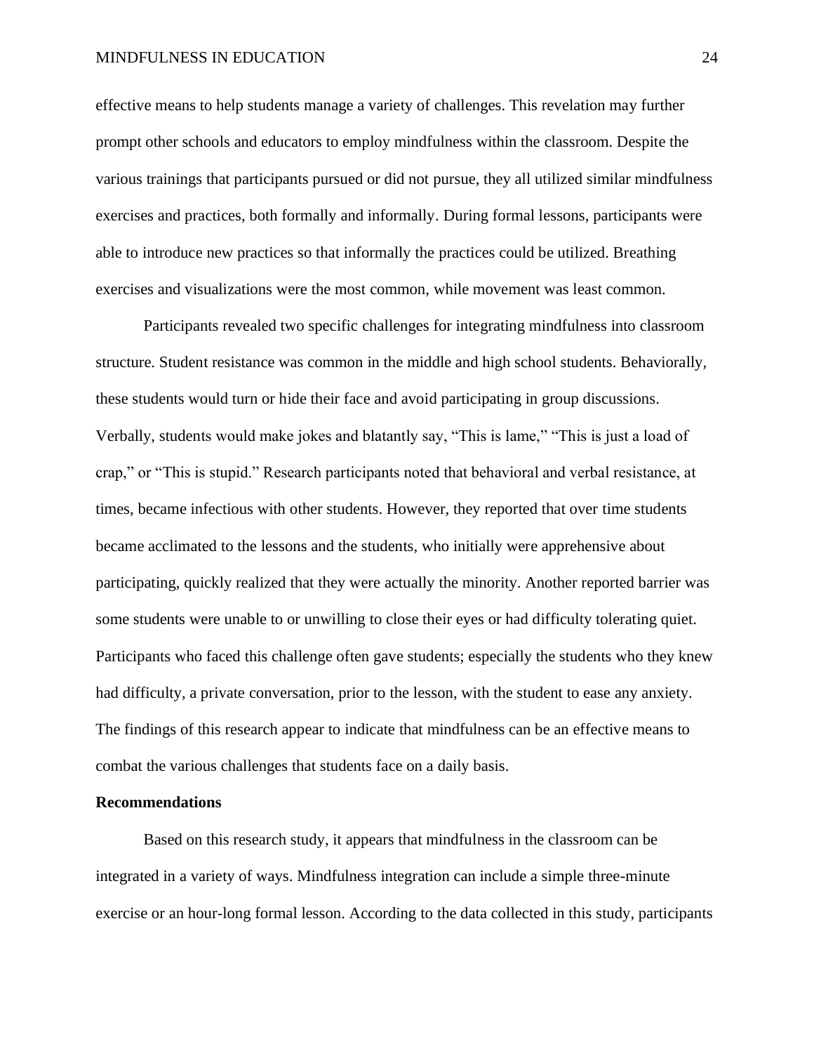effective means to help students manage a variety of challenges. This revelation may further prompt other schools and educators to employ mindfulness within the classroom. Despite the various trainings that participants pursued or did not pursue, they all utilized similar mindfulness exercises and practices, both formally and informally. During formal lessons, participants were able to introduce new practices so that informally the practices could be utilized. Breathing exercises and visualizations were the most common, while movement was least common.

Participants revealed two specific challenges for integrating mindfulness into classroom structure. Student resistance was common in the middle and high school students. Behaviorally, these students would turn or hide their face and avoid participating in group discussions. Verbally, students would make jokes and blatantly say, "This is lame," "This is just a load of crap," or "This is stupid." Research participants noted that behavioral and verbal resistance, at times, became infectious with other students. However, they reported that over time students became acclimated to the lessons and the students, who initially were apprehensive about participating, quickly realized that they were actually the minority. Another reported barrier was some students were unable to or unwilling to close their eyes or had difficulty tolerating quiet. Participants who faced this challenge often gave students; especially the students who they knew had difficulty, a private conversation, prior to the lesson, with the student to ease any anxiety. The findings of this research appear to indicate that mindfulness can be an effective means to combat the various challenges that students face on a daily basis.

**Recommendations**

Based on this research study, it appears that mindfulness in the classroom can be integrated in a variety of ways. Mindfulness integration can include a simple three-minute exercise or an hour-long formal lesson. According to the data collected in this study, participants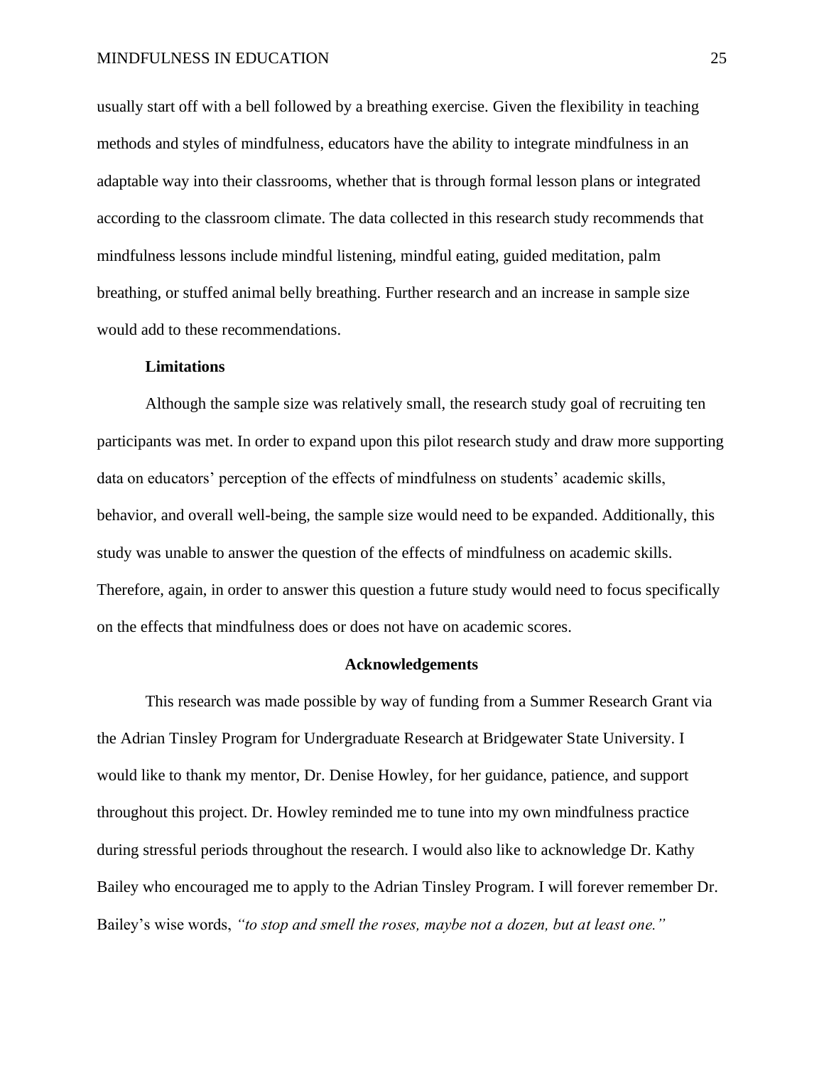usually start off with a bell followed by a breathing exercise. Given the flexibility in teaching methods and styles of mindfulness, educators have the ability to integrate mindfulness in an adaptable way into their classrooms, whether that is through formal lesson plans or integrated according to the classroom climate. The data collected in this research study recommends that mindfulness lessons include mindful listening, mindful eating, guided meditation, palm breathing, or stuffed animal belly breathing. Further research and an increase in sample size would add to these recommendations.

### Limitations

Although the sample size was relatively small, the research study goal of recruiting ten participants was met. In order to expand upon this pilot research study and draw more supporting data on educators' perception of the effects of mindfulness on students' academic skills, behavior, and overall well-being, the sample size would need to be expanded. Additionally, this study was unable to answer the question of the effects of mindfulness on academic skills. Therefore, again, in order to answer this question a future study would need to focus specifically on the effects that mindfulness does or does not have on academic scores.

## Acknowledgements

This research was made possible by way of funding from a Summer Research Grant via the Adrian Tinsley Program for Undergraduate Research at Bridgewater State University. I would like to thank my mentor, Dr. Denise Howley, for her guidance, patience, and support throughout this project. Dr. Howley reminded me to tune into my own mindfulness practice during stressful periods throughout the research. I would also like to acknowledge Dr. Kathy Bailey who encouraged me to apply to the Adrian Tinsley Program. I will forever remember Dr. Bailey's wise words, *"to stop and smell the roses, maybe not a dozen, but at least one."*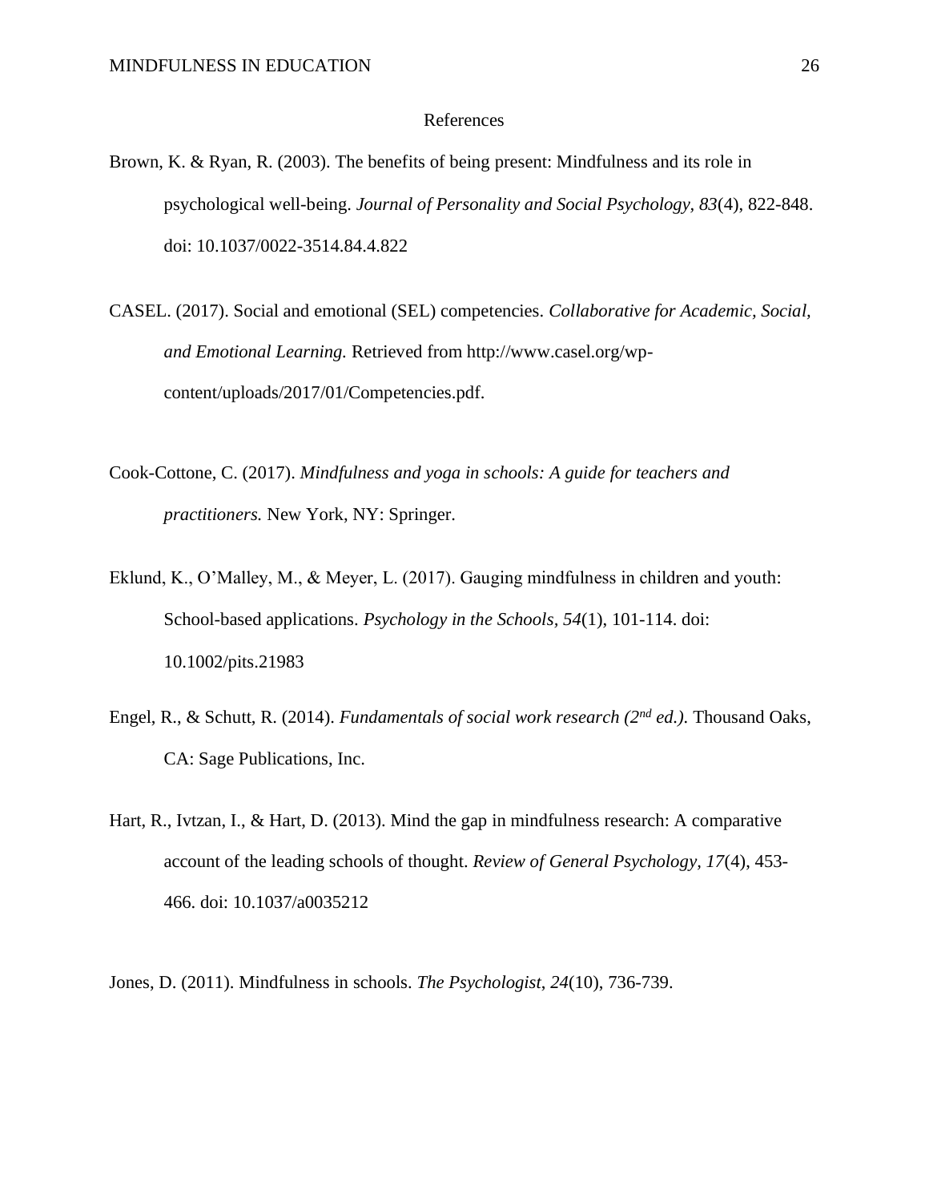# References

Brown, K. & Ryan, R. (2003). The benefits of being present: Mindfulness and its role in psychological well-being. *Journal of Personality and Social Psychology*, *83*(4), 822-848. doi: 10.1037/0022-3514.84.4.822

CASEL. (2017). Social and emotional (SEL) competencies. *Collaborative for Academic, Social, and Emotional Learning.* Retrieved from http://www.casel.org/wp-content/uploads/2017/01/Competencies.pdf.

Cook-Cottone, C. (2017). *Mindfulness and yoga in schools: A guide for teachers and practitioners.* New York, NY: Springer.

Eklund, K., O'Malley, M., & Meyer, L. (2017). Gauging mindfulness in children and youth: School-based applications. *Psychology in the Schools*, *54*(1), 101-114. doi: 10.1002/pits.21983

Engel, R., & Schutt, R. (2014). *Fundamentals of social work research (2nd ed.)*. Thousand Oaks, CA: Sage Publications, Inc.

Hart, R., Ivtzan, I., & Hart, D. (2013). Mind the gap in mindfulness research: A comparative account of the leading schools of thought. *Review of General Psychology*, *17*(4), 453-466. doi: 10.1037/a0035212

Jones, D. (2011). Mindfulness in schools. *The Psychologist*, *24*(10), 736-739.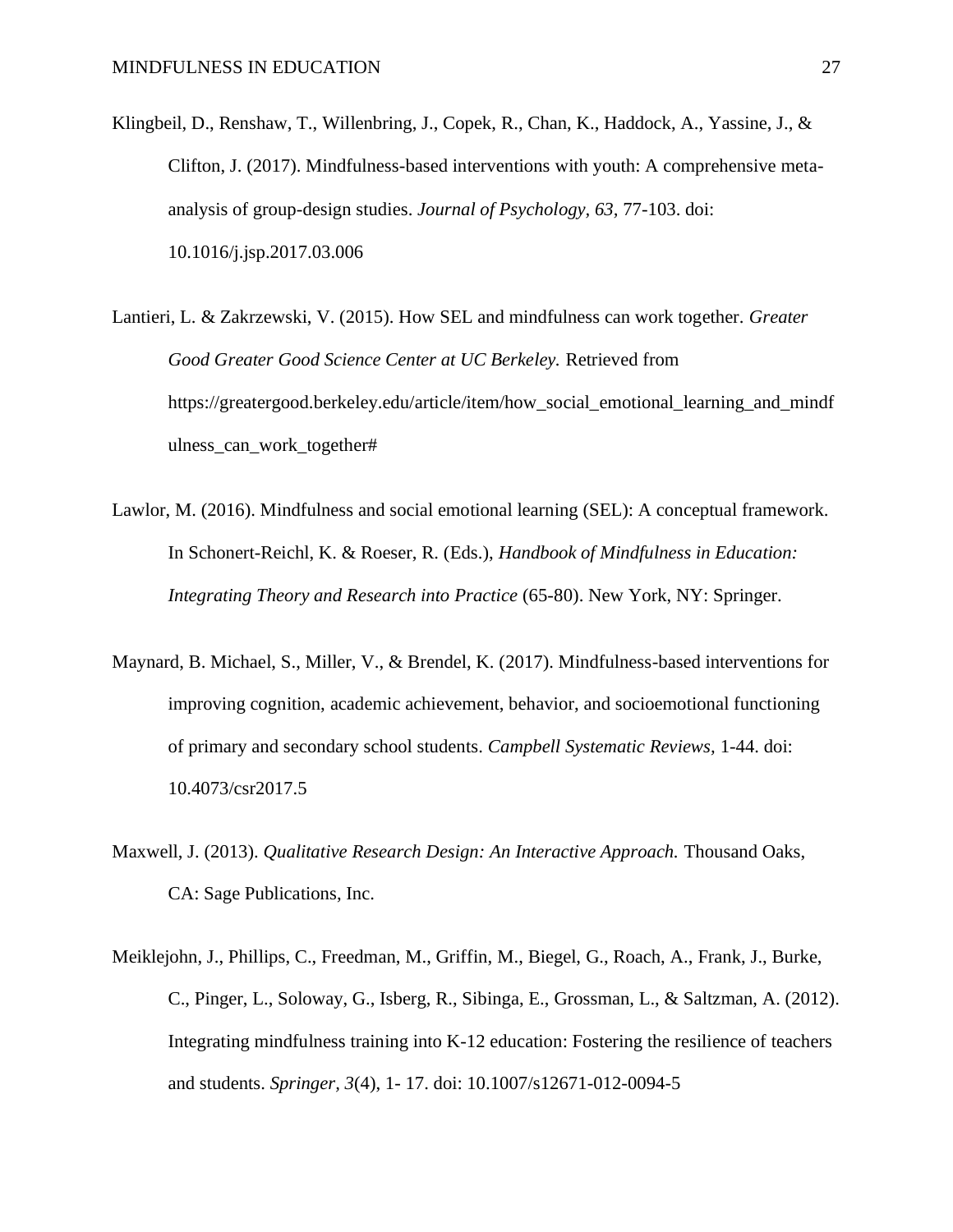Klingbeil, D., Renshaw, T., Willenbring, J., Copek, R., Chan, K., Haddock, A., Yassine, J., & Clifton, J. (2017). Mindfulness-based interventions with youth: A comprehensive meta-analysis of group-design studies. *Journal of Psychology, 63,* 77-103. doi: 10.1016/j.jsp.2017.03.006

Lantieri, L. & Zakrzewski, V. (2015). How SEL and mindfulness can work together. *Greater Good Greater Good Science Center at UC Berkeley.* Retrieved from https://greatergood.berkeley.edu/article/item/how_social_emotional_learning_and_mindfulness_can_work_together#

Lawlor, M. (2016). Mindfulness and social emotional learning (SEL): A conceptual framework. In Schonert-Reichl, K. & Roeser, R. (Eds.), *Handbook of Mindfulness in Education: Integrating Theory and Research into Practice* (65-80). New York, NY: Springer.

Maynard, B. Michael, S., Miller, V., & Brendel, K. (2017). Mindfulness-based interventions for improving cognition, academic achievement, behavior, and socioemotional functioning of primary and secondary school students. *Campbell Systematic Reviews,* 1-44. doi: 10.4073/csr2017.5

Maxwell, J. (2013). *Qualitative Research Design: An Interactive Approach.* Thousand Oaks, CA: Sage Publications, Inc.

Meiklejohn, J., Phillips, C., Freedman, M., Griffin, M., Biegel, G., Roach, A., Frank, J., Burke, C., Pinger, L., Soloway, G., Isberg, R., Sibinga, E., Grossman, L., & Saltzman, A. (2012). Integrating mindfulness training into K-12 education: Fostering the resilience of teachers and students. *Springer, 3*(4), 1- 17. doi: 10.1007/s12671-012-0094-5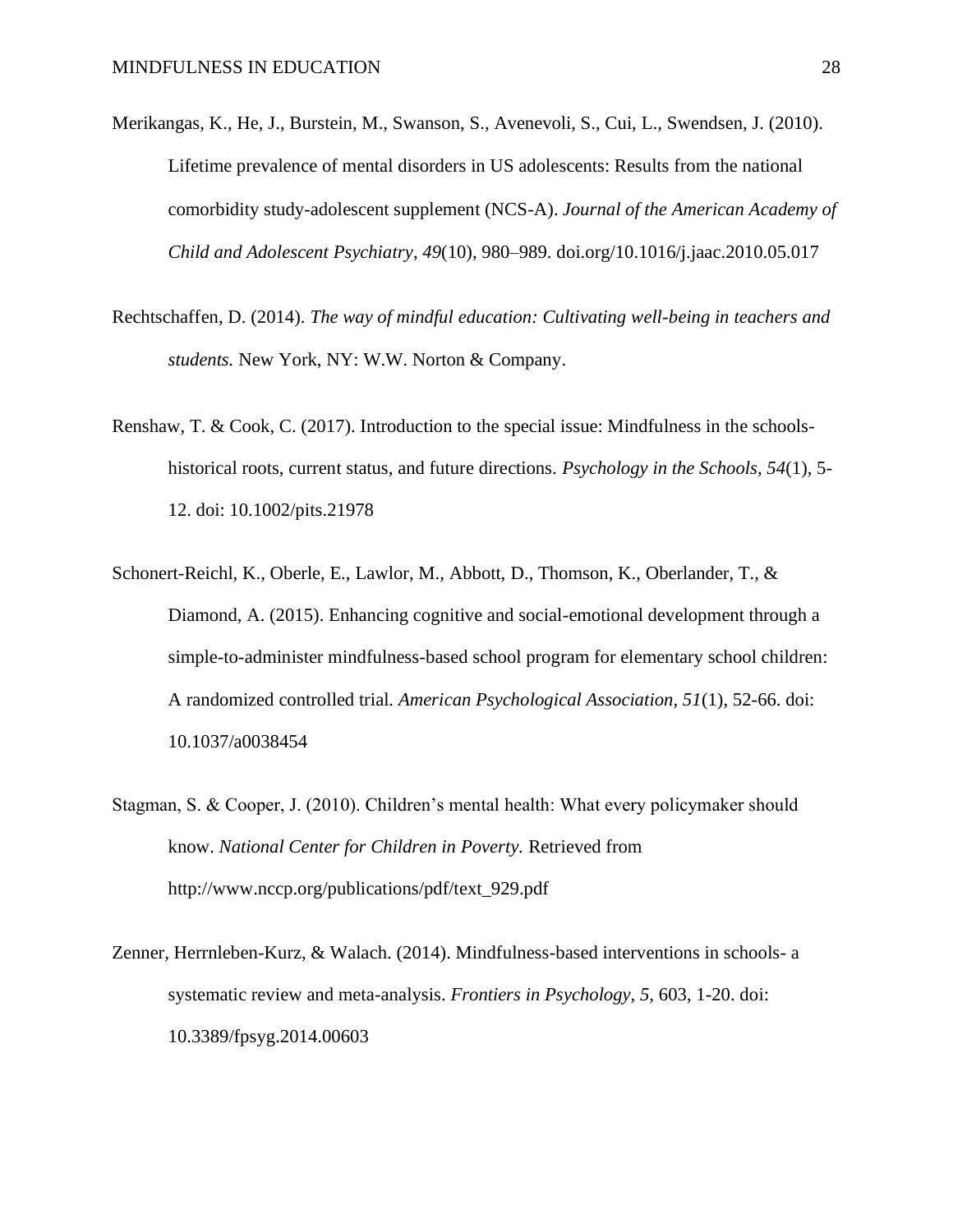Merikangas, K., He, J., Burstein, M., Swanson, S., Avenevoli, S., Cui, L., Swendsen, J. (2010). Lifetime prevalence of mental disorders in US adolescents: Results from the national comorbidity study-adolescent supplement (NCS-A). *Journal of the American Academy of Child and Adolescent Psychiatry*, *49*(10), 980–989. doi.org/10.1016/j.jaac.2010.05.017

Rechtschaffen, D. (2014). *The way of mindful education: Cultivating well-being in teachers and students.* New York, NY: W.W. Norton & Company.

Renshaw, T. & Cook, C. (2017). Introduction to the special issue: Mindfulness in the schools-historical roots, current status, and future directions. *Psychology in the Schools, 54*(1), 5-12. doi: 10.1002/pits.21978

Schonert-Reichl, K., Oberle, E., Lawlor, M., Abbott, D., Thomson, K., Oberlander, T., & Diamond, A. (2015). Enhancing cognitive and social-emotional development through a simple-to-administer mindfulness-based school program for elementary school children: A randomized controlled trial. *American Psychological Association, 51*(1), 52-66. doi: 10.1037/a0038454

Stagman, S. & Cooper, J. (2010). Children's mental health: What every policymaker should know. *National Center for Children in Poverty.* Retrieved from http://www.nccp.org/publications/pdf/text_929.pdf

Zenner, Herrnleben-Kurz, & Walach. (2014). Mindfulness-based interventions in schools- a systematic review and meta-analysis. *Frontiers in Psychology, 5,* 603, 1-20. doi: 10.3389/fpsyg.2014.00603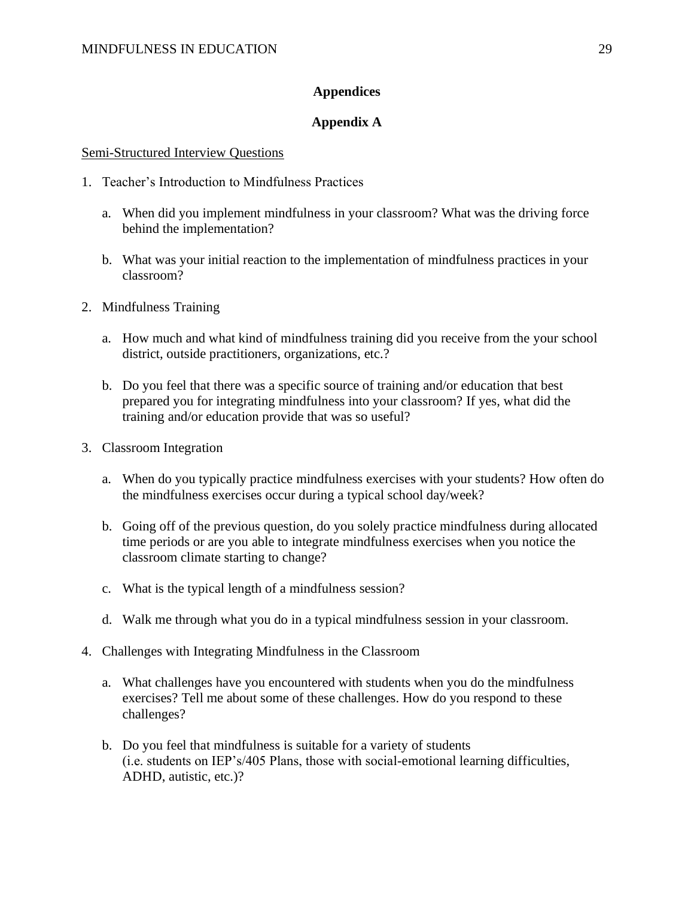# Appendices

## Appendix A

<u>Semi-Structured Interview Questions</u>

1. Teacher's Introduction to Mindfulness Practices

    a. When did you implement mindfulness in your classroom? What was the driving force behind the implementation?

    b. What was your initial reaction to the implementation of mindfulness practices in your classroom?

2. Mindfulness Training

    a. How much and what kind of mindfulness training did you receive from the your school district, outside practitioners, organizations, etc.?

    b. Do you feel that there was a specific source of training and/or education that best prepared you for integrating mindfulness into your classroom? If yes, what did the training and/or education provide that was so useful?

3. Classroom Integration

    a. When do you typically practice mindfulness exercises with your students? How often do the mindfulness exercises occur during a typical school day/week?

    b. Going off of the previous question, do you solely practice mindfulness during allocated time periods or are you able to integrate mindfulness exercises when you notice the classroom climate starting to change?

    c. What is the typical length of a mindfulness session?

    d. Walk me through what you do in a typical mindfulness session in your classroom.

4. Challenges with Integrating Mindfulness in the Classroom

    a. What challenges have you encountered with students when you do the mindfulness exercises? Tell me about some of these challenges. How do you respond to these challenges?

    b. Do you feel that mindfulness is suitable for a variety of students (i.e. students on IEP's/405 Plans, those with social-emotional learning difficulties, ADHD, autistic, etc.)?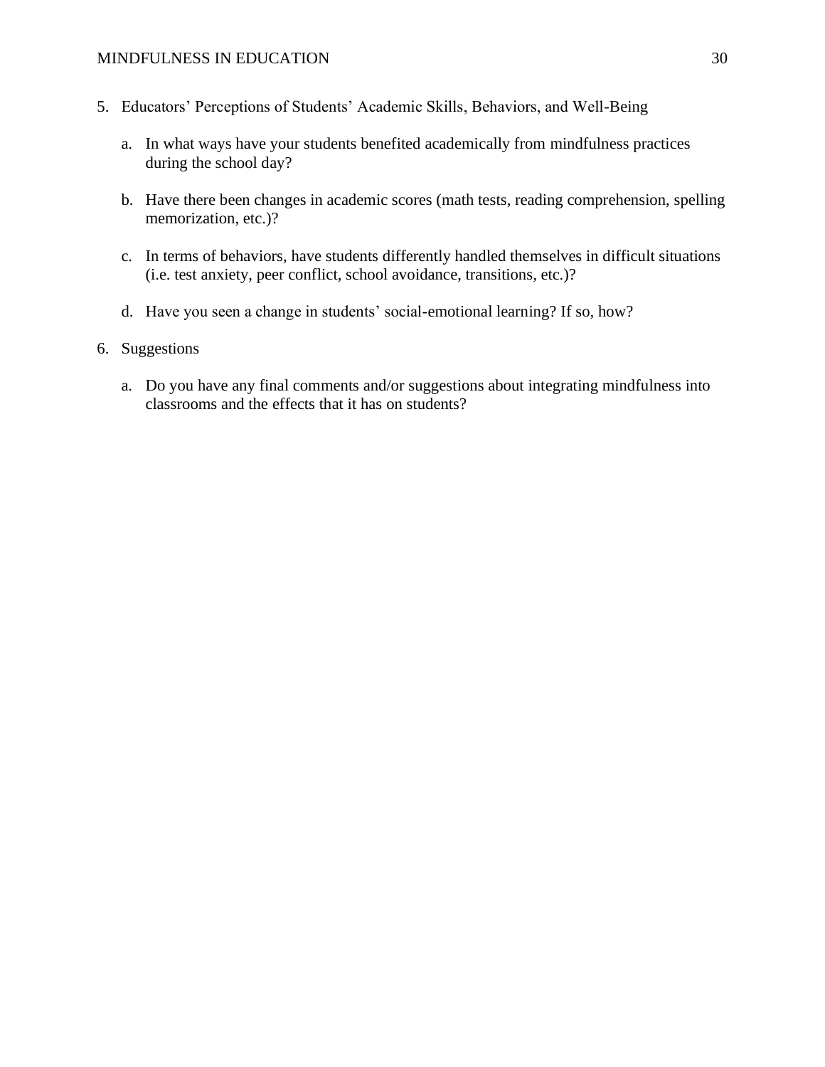5. Educators' Perceptions of Students' Academic Skills, Behaviors, and Well-Being

    a. In what ways have your students benefited academically from mindfulness practices during the school day?

    b. Have there been changes in academic scores (math tests, reading comprehension, spelling memorization, etc.)?

    c. In terms of behaviors, have students differently handled themselves in difficult situations (i.e. test anxiety, peer conflict, school avoidance, transitions, etc.)?

    d. Have you seen a change in students' social-emotional learning? If so, how?

6. Suggestions

    a. Do you have any final comments and/or suggestions about integrating mindfulness into classrooms and the effects that it has on students?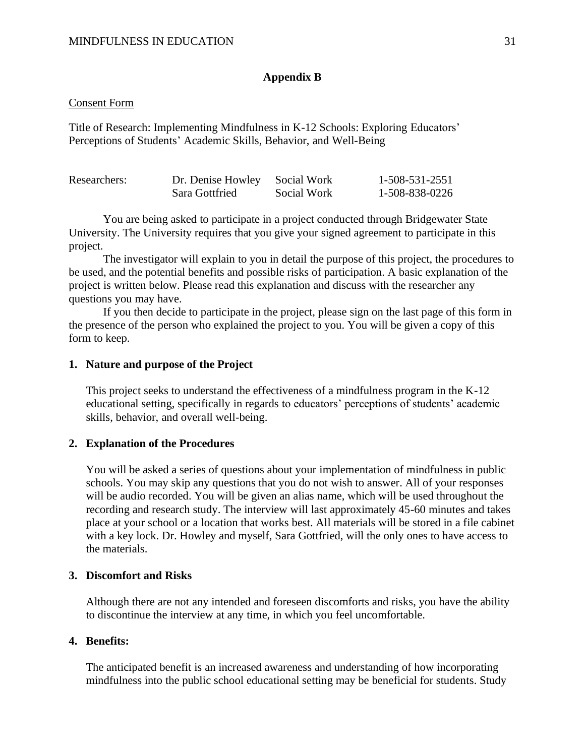## Appendix B

Consent Form

Title of Research: Implementing Mindfulness in K-12 Schools: Exploring Educators' Perceptions of Students' Academic Skills, Behavior, and Well-Being

| Researchers: | Dr. Denise Howley | Social Work | 1-508-531-2551 |
|---|---|---|---|
| | Sara Gottfried | Social Work | 1-508-838-0226 |

You are being asked to participate in a project conducted through Bridgewater State University. The University requires that you give your signed agreement to participate in this project.

The investigator will explain to you in detail the purpose of this project, the procedures to be used, and the potential benefits and possible risks of participation. A basic explanation of the project is written below. Please read this explanation and discuss with the researcher any questions you may have.

If you then decide to participate in the project, please sign on the last page of this form in the presence of the person who explained the project to you. You will be given a copy of this form to keep.

**1. Nature and purpose of the Project**

This project seeks to understand the effectiveness of a mindfulness program in the K-12 educational setting, specifically in regards to educators' perceptions of students' academic skills, behavior, and overall well-being.

**2. Explanation of the Procedures**

You will be asked a series of questions about your implementation of mindfulness in public schools. You may skip any questions that you do not wish to answer. All of your responses will be audio recorded. You will be given an alias name, which will be used throughout the recording and research study. The interview will last approximately 45-60 minutes and takes place at your school or a location that works best. All materials will be stored in a file cabinet with a key lock. Dr. Howley and myself, Sara Gottfried, will the only ones to have access to the materials.

**3. Discomfort and Risks**

Although there are not any intended and foreseen discomforts and risks, you have the ability to discontinue the interview at any time, in which you feel uncomfortable.

**4. Benefits:**

The anticipated benefit is an increased awareness and understanding of how incorporating mindfulness into the public school educational setting may be beneficial for students. Study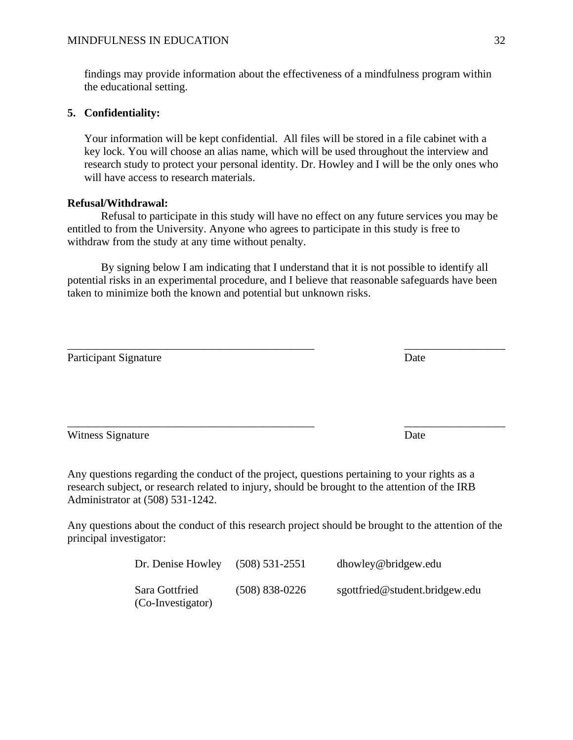findings may provide information about the effectiveness of a mindfulness program within the educational setting.

**5. Confidentiality:**

Your information will be kept confidential. All files will be stored in a file cabinet with a key lock. You will choose an alias name, which will be used throughout the interview and research study to protect your personal identity. Dr. Howley and I will be the only ones who will have access to research materials.

**Refusal/Withdrawal:**

Refusal to participate in this study will have no effect on any future services you may be entitled to from the University. Anyone who agrees to participate in this study is free to withdraw from the study at any time without penalty.

By signing below I am indicating that I understand that it is not possible to identify all potential risks in an experimental procedure, and I believe that reasonable safeguards have been taken to minimize both the known and potential but unknown risks.

_____________________________________________ __________________

Participant Signature Date

_____________________________________________ __________________

Witness Signature Date

Any questions regarding the conduct of the project, questions pertaining to your rights as a research subject, or research related to injury, should be brought to the attention of the IRB Administrator at (508) 531-1242.

Any questions about the conduct of this research project should be brought to the attention of the principal investigator:

| | | |
|---|---|---|
| Dr. Denise Howley | (508) 531-2551 | dhowley@bridgew.edu |
| Sara Gottfried (Co-Investigator) | (508) 838-0226 | sgottfried@student.bridgew.edu |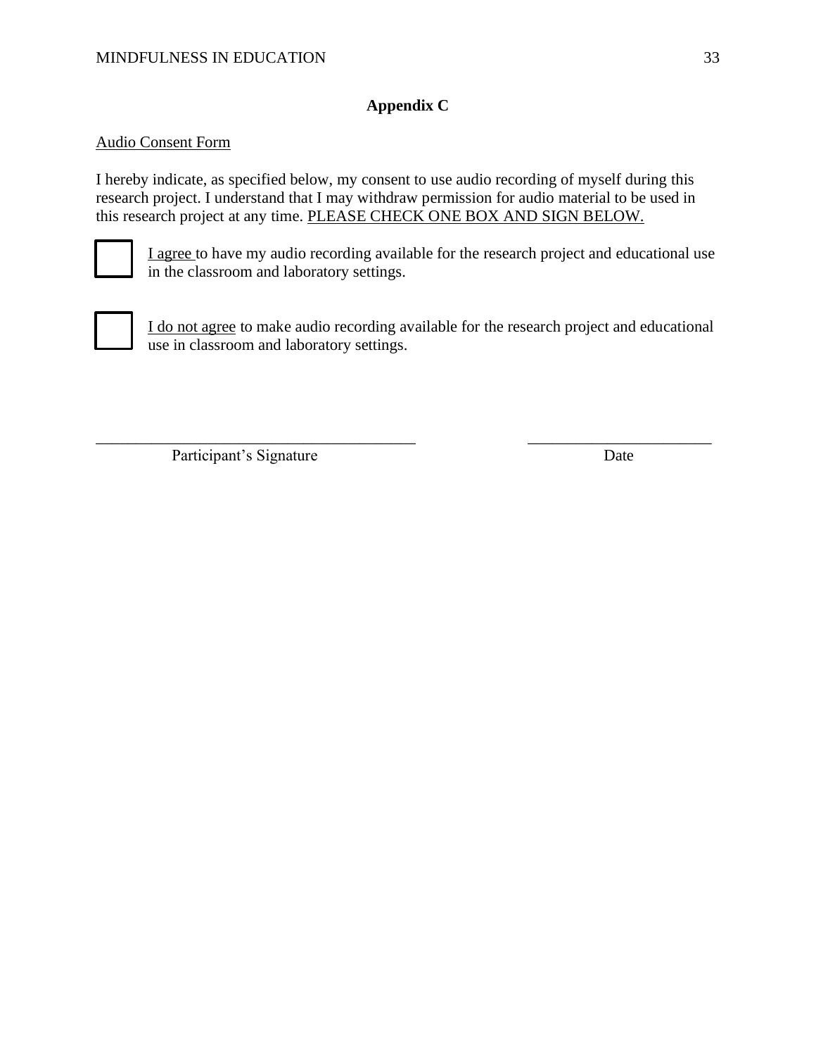## Appendix C

<u>Audio Consent Form</u>

I hereby indicate, as specified below, my consent to use audio recording of myself during this research project. I understand that I may withdraw permission for audio material to be used in this research project at any time. <u>PLEASE CHECK ONE BOX AND SIGN BELOW.</u>

☐ <u>I agree</u> to have my audio recording available for the research project and educational use in the classroom and laboratory settings.

☐ <u>I do not agree</u> to make audio recording available for the research project and educational use in classroom and laboratory settings.

\_\_\_\_\_\_\_\_\_\_\_\_\_\_\_\_\_\_\_\_\_\_\_\_\_\_\_\_\_\_\_\_\_\_\_\_\_\_\_\_ &nbsp;&nbsp;&nbsp;&nbsp;&nbsp;&nbsp;&nbsp;&nbsp; \_\_\_\_\_\_\_\_\_\_\_\_\_\_\_\_\_\_\_\_\_\_\_

Participant's Signature &nbsp;&nbsp;&nbsp;&nbsp;&nbsp;&nbsp;&nbsp;&nbsp;&nbsp;&nbsp;&nbsp;&nbsp;&nbsp;&nbsp;&nbsp;&nbsp;&nbsp;&nbsp;&nbsp;&nbsp;&nbsp;&nbsp;&nbsp;&nbsp;&nbsp;&nbsp;&nbsp;&nbsp;&nbsp;&nbsp;&nbsp;&nbsp; Date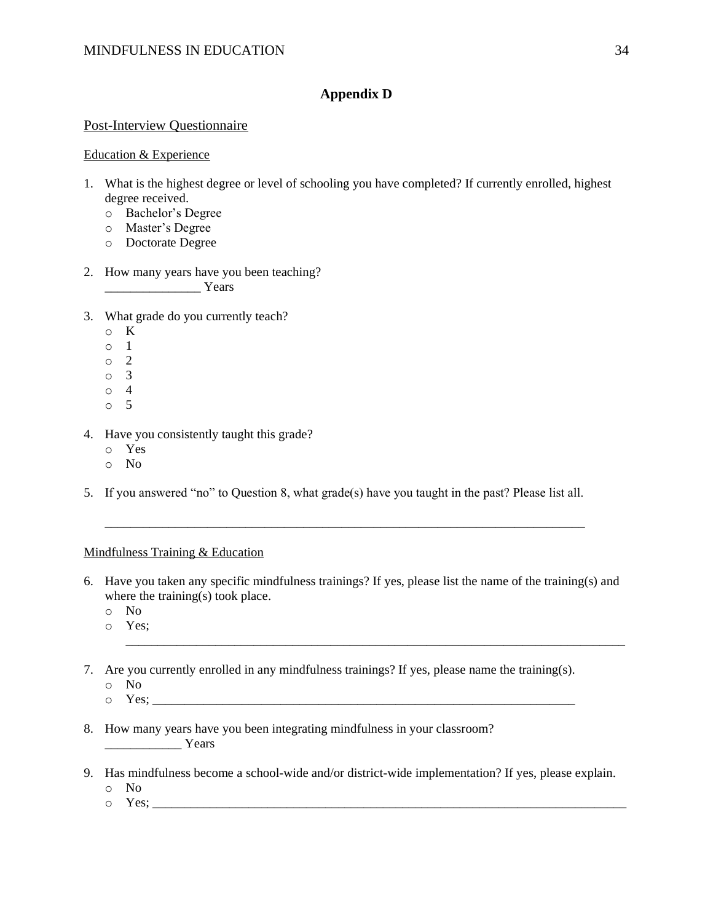# Appendix D

## Post-Interview Questionnaire

### Education & Experience

1. What is the highest degree or level of schooling you have completed? If currently enrolled, highest degree received.
   - o Bachelor's Degree
   - o Master's Degree
   - o Doctorate Degree

2. How many years have you been teaching?
   _______________ Years

3. What grade do you currently teach?
   - o K
   - o 1
   - o 2
   - o 3
   - o 4
   - o 5

4. Have you consistently taught this grade?
   - o Yes
   - o No

5. If you answered "no" to Question 8, what grade(s) have you taught in the past? Please list all.

   ________________________________________________________________________________

### Mindfulness Training & Education

6. Have you taken any specific mindfulness trainings? If yes, please list the name of the training(s) and where the training(s) took place.
   - o No
   - o Yes; ________________________________________________________________________________

7. Are you currently enrolled in any mindfulness trainings? If yes, please name the training(s).
   - o No
   - o Yes; ______________________________________________________________________

8. How many years have you been integrating mindfulness in your classroom?
   ____________ Years

9. Has mindfulness become a school-wide and/or district-wide implementation? If yes, please explain.
   - o No
   - o Yes; ________________________________________________________________________________